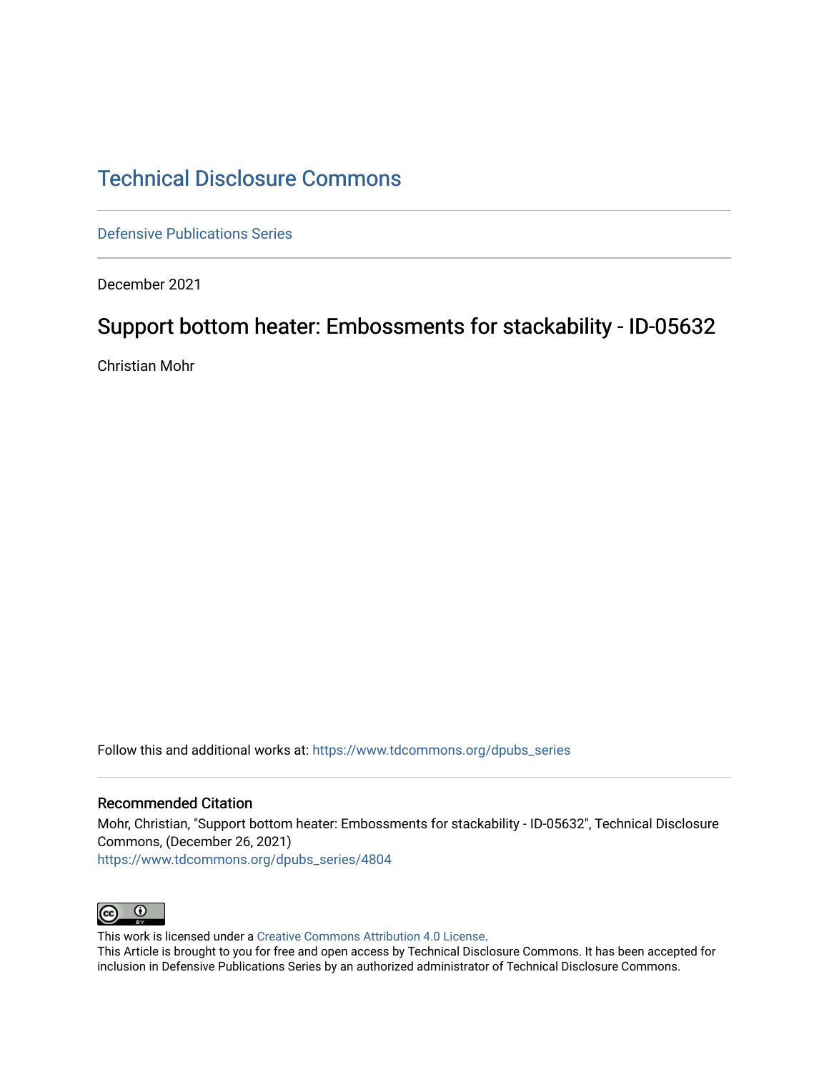# Technical Disclosure Commons

Defensive Publications Series

December 2021

## Support bottom heater: Embossments for stackability - ID-05632

Christian Mohr

Follow this and additional works at: https://www.tdcommons.org/dpubs_series

### Recommended Citation

Mohr, Christian, "Support bottom heater: Embossments for stackability - ID-05632", Technical Disclosure Commons, (December 26, 2021)
https://www.tdcommons.org/dpubs_series/4804

This work is licensed under a Creative Commons Attribution 4.0 License.
This Article is brought to you for free and open access by Technical Disclosure Commons. It has been accepted for inclusion in Defensive Publications Series by an authorized administrator of Technical Disclosure Commons.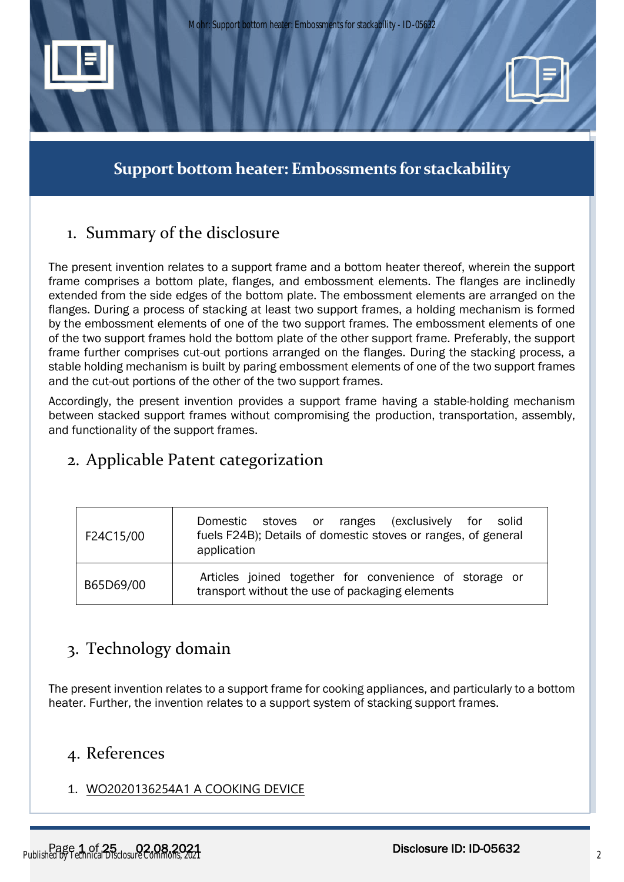# Support bottom heater: Embossments for stackability

## 1. Summary of the disclosure

The present invention relates to a support frame and a bottom heater thereof, wherein the support frame comprises a bottom plate, flanges, and embossment elements. The flanges are inclinedly extended from the side edges of the bottom plate. The embossment elements are arranged on the flanges. During a process of stacking at least two support frames, a holding mechanism is formed by the embossment elements of one of the two support frames. The embossment elements of one of the two support frames hold the bottom plate of the other support frame. Preferably, the support frame further comprises cut-out portions arranged on the flanges. During the stacking process, a stable holding mechanism is built by paring embossment elements of one of the two support frames and the cut-out portions of the other of the two support frames.

Accordingly, the present invention provides a support frame having a stable-holding mechanism between stacked support frames without compromising the production, transportation, assembly, and functionality of the support frames.

## 2. Applicable Patent categorization

| | |
|---|---|
| F24C15/00 | Domestic stoves or ranges (exclusively for solid fuels F24B); Details of domestic stoves or ranges, of general application |
| B65D69/00 | Articles joined together for convenience of storage or transport without the use of packaging elements |

## 3. Technology domain

The present invention relates to a support frame for cooking appliances, and particularly to a bottom heater. Further, the invention relates to a support system of stacking support frames.

## 4. References

1. WO2020136254A1 A COOKING DEVICE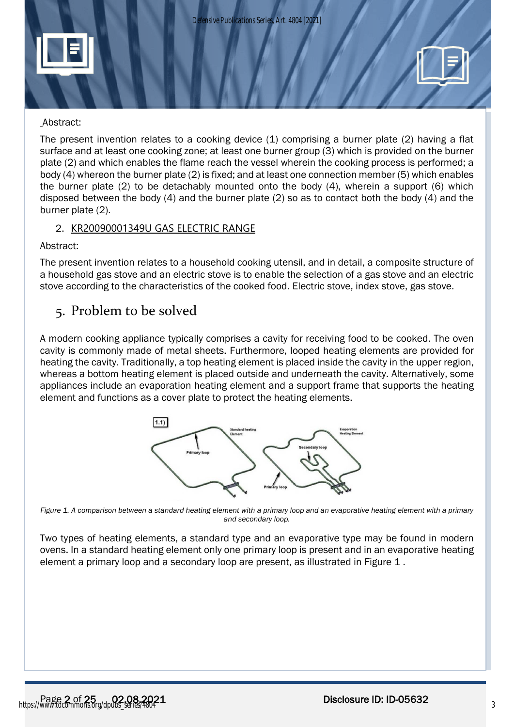Abstract:

The present invention relates to a cooking device (1) comprising a burner plate (2) having a flat surface and at least one cooking zone; at least one burner group (3) which is provided on the burner plate (2) and which enables the flame reach the vessel wherein the cooking process is performed; a body (4) whereon the burner plate (2) is fixed; and at least one connection member (5) which enables the burner plate (2) to be detachably mounted onto the body (4), wherein a support (6) which disposed between the body (4) and the burner plate (2) so as to contact both the body (4) and the burner plate (2).

2. KR20090001349U GAS ELECTRIC RANGE

Abstract:

The present invention relates to a household cooking utensil, and in detail, a composite structure of a household gas stove and an electric stove is to enable the selection of a gas stove and an electric stove according to the characteristics of the cooked food. Electric stove, index stove, gas stove.

## 5. Problem to be solved

A modern cooking appliance typically comprises a cavity for receiving food to be cooked. The oven cavity is commonly made of metal sheets. Furthermore, looped heating elements are provided for heating the cavity. Traditionally, a top heating element is placed inside the cavity in the upper region, whereas a bottom heating element is placed outside and underneath the cavity. Alternatively, some appliances include an evaporation heating element and a support frame that supports the heating element and functions as a cover plate to protect the heating elements.

*Figure 1. A comparison between a standard heating element with a primary loop and an evaporative heating element with a primary and secondary loop.*

Two types of heating elements, a standard type and an evaporative type may be found in modern ovens. In a standard heating element only one primary loop is present and in an evaporative heating element a primary loop and a secondary loop are present, as illustrated in Figure 1 .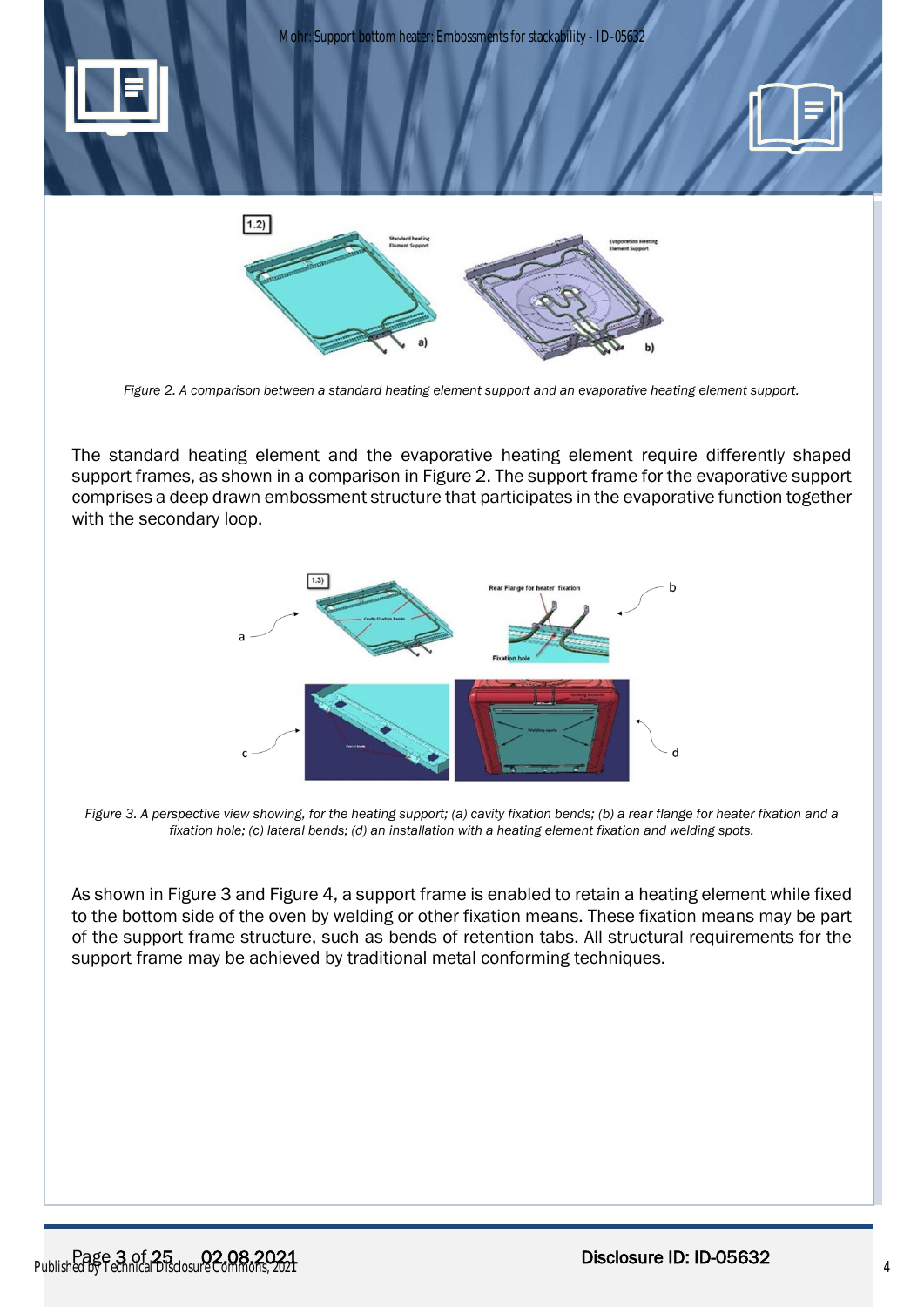*Figure 2. A comparison between a standard heating element support and an evaporative heating element support.*

The standard heating element and the evaporative heating element require differently shaped support frames, as shown in a comparison in Figure 2. The support frame for the evaporative support comprises a deep drawn embossment structure that participates in the evaporative function together with the secondary loop.

*Figure 3. A perspective view showing, for the heating support; (a) cavity fixation bends; (b) a rear flange for heater fixation and a fixation hole; (c) lateral bends; (d) an installation with a heating element fixation and welding spots.*

As shown in Figure 3 and Figure 4, a support frame is enabled to retain a heating element while fixed to the bottom side of the oven by welding or other fixation means. These fixation means may be part of the support frame structure, such as bends of retention tabs. All structural requirements for the support frame may be achieved by traditional metal conforming techniques.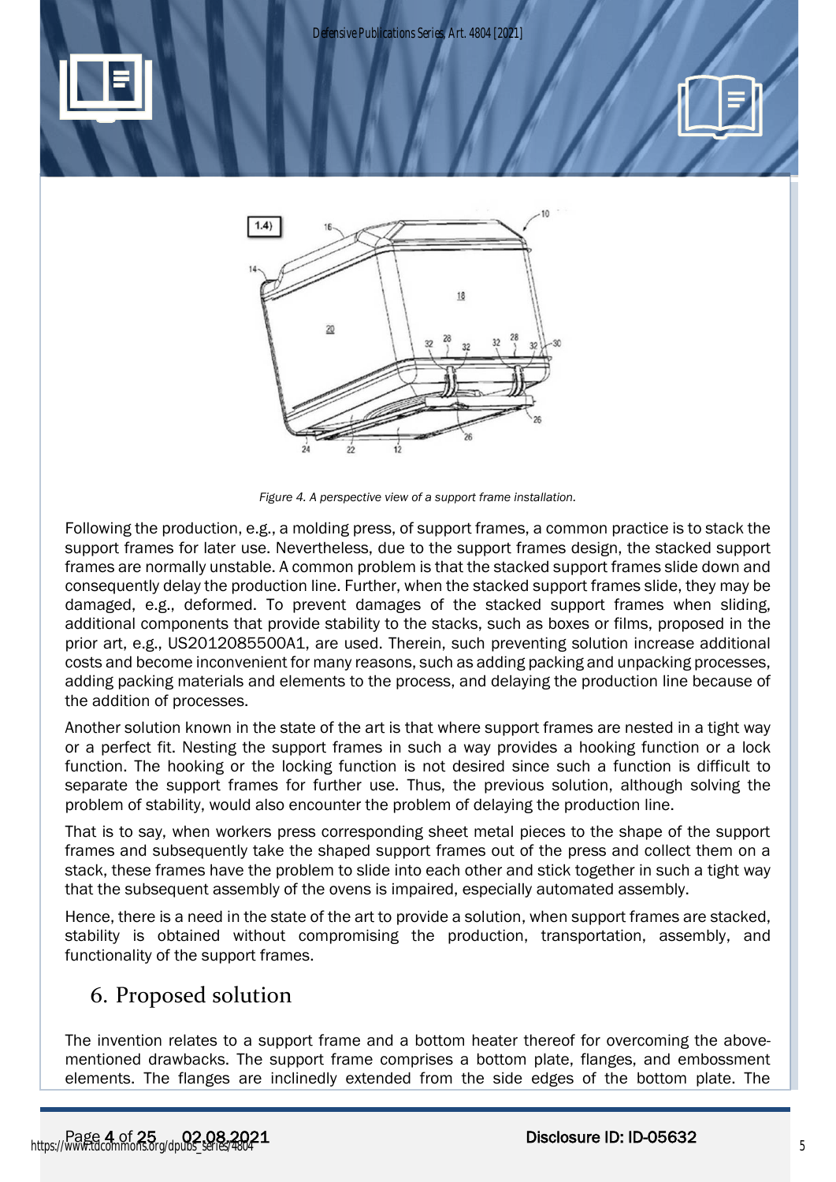Figure 4. A perspective view of a support frame installation.

Following the production, e.g., a molding press, of support frames, a common practice is to stack the support frames for later use. Nevertheless, due to the support frames design, the stacked support frames are normally unstable. A common problem is that the stacked support frames slide down and consequently delay the production line. Further, when the stacked support frames slide, they may be damaged, e.g., deformed. To prevent damages of the stacked support frames when sliding, additional components that provide stability to the stacks, such as boxes or films, proposed in the prior art, e.g., US2012085500A1, are used. Therein, such preventing solution increase additional costs and become inconvenient for many reasons, such as adding packing and unpacking processes, adding packing materials and elements to the process, and delaying the production line because of the addition of processes.

Another solution known in the state of the art is that where support frames are nested in a tight way or a perfect fit. Nesting the support frames in such a way provides a hooking function or a lock function. The hooking or the locking function is not desired since such a function is difficult to separate the support frames for further use. Thus, the previous solution, although solving the problem of stability, would also encounter the problem of delaying the production line.

That is to say, when workers press corresponding sheet metal pieces to the shape of the support frames and subsequently take the shaped support frames out of the press and collect them on a stack, these frames have the problem to slide into each other and stick together in such a tight way that the subsequent assembly of the ovens is impaired, especially automated assembly.

Hence, there is a need in the state of the art to provide a solution, when support frames are stacked, stability is obtained without compromising the production, transportation, assembly, and functionality of the support frames.

## 6. Proposed solution

The invention relates to a support frame and a bottom heater thereof for overcoming the above-mentioned drawbacks. The support frame comprises a bottom plate, flanges, and embossment elements. The flanges are inclinedly extended from the side edges of the bottom plate. The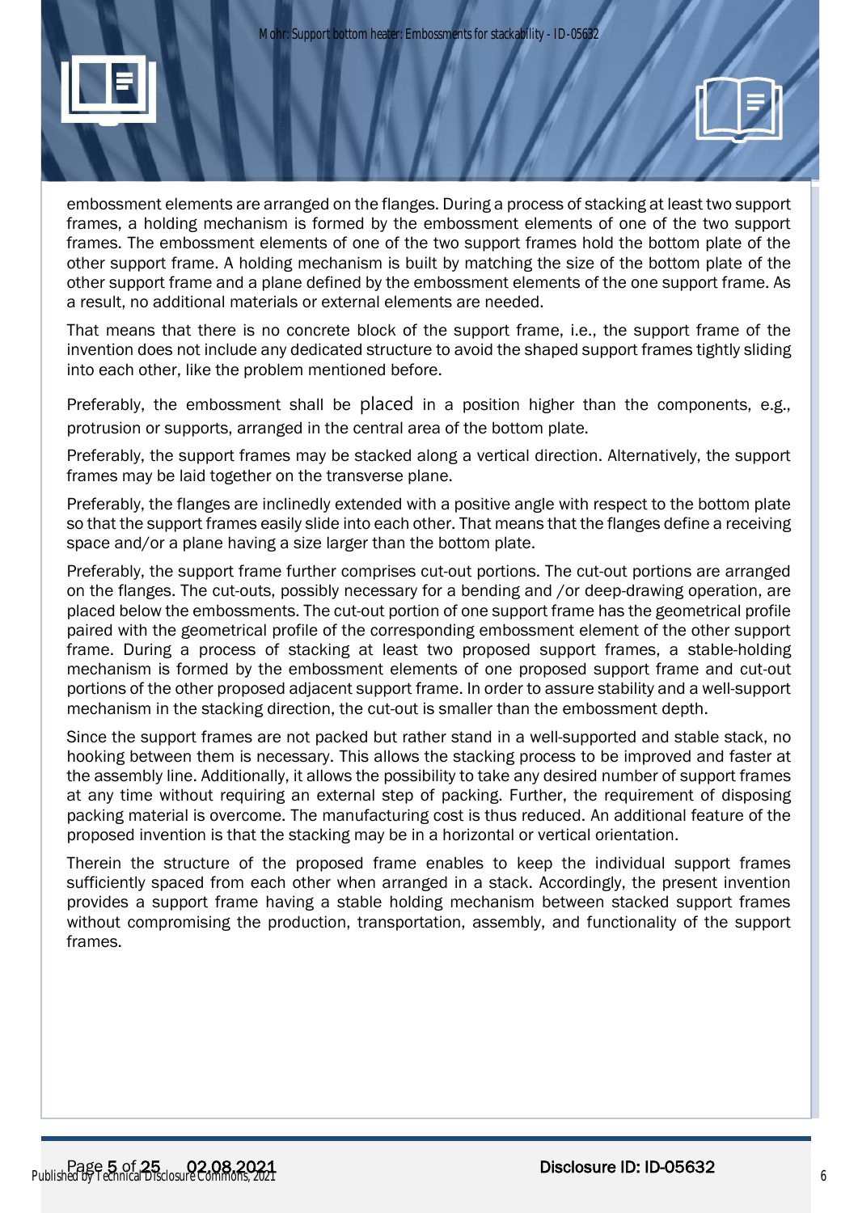embossment elements are arranged on the flanges. During a process of stacking at least two support frames, a holding mechanism is formed by the embossment elements of one of the two support frames. The embossment elements of one of the two support frames hold the bottom plate of the other support frame. A holding mechanism is built by matching the size of the bottom plate of the other support frame and a plane defined by the embossment elements of the one support frame. As a result, no additional materials or external elements are needed.

That means that there is no concrete block of the support frame, i.e., the support frame of the invention does not include any dedicated structure to avoid the shaped support frames tightly sliding into each other, like the problem mentioned before.

Preferably, the embossment shall be placed in a position higher than the components, e.g., protrusion or supports, arranged in the central area of the bottom plate.

Preferably, the support frames may be stacked along a vertical direction. Alternatively, the support frames may be laid together on the transverse plane.

Preferably, the flanges are inclinedly extended with a positive angle with respect to the bottom plate so that the support frames easily slide into each other. That means that the flanges define a receiving space and/or a plane having a size larger than the bottom plate.

Preferably, the support frame further comprises cut-out portions. The cut-out portions are arranged on the flanges. The cut-outs, possibly necessary for a bending and /or deep-drawing operation, are placed below the embossments. The cut-out portion of one support frame has the geometrical profile paired with the geometrical profile of the corresponding embossment element of the other support frame. During a process of stacking at least two proposed support frames, a stable-holding mechanism is formed by the embossment elements of one proposed support frame and cut-out portions of the other proposed adjacent support frame. In order to assure stability and a well-support mechanism in the stacking direction, the cut-out is smaller than the embossment depth.

Since the support frames are not packed but rather stand in a well-supported and stable stack, no hooking between them is necessary. This allows the stacking process to be improved and faster at the assembly line. Additionally, it allows the possibility to take any desired number of support frames at any time without requiring an external step of packing. Further, the requirement of disposing packing material is overcome. The manufacturing cost is thus reduced. An additional feature of the proposed invention is that the stacking may be in a horizontal or vertical orientation.

Therein the structure of the proposed frame enables to keep the individual support frames sufficiently spaced from each other when arranged in a stack. Accordingly, the present invention provides a support frame having a stable holding mechanism between stacked support frames without compromising the production, transportation, assembly, and functionality of the support frames.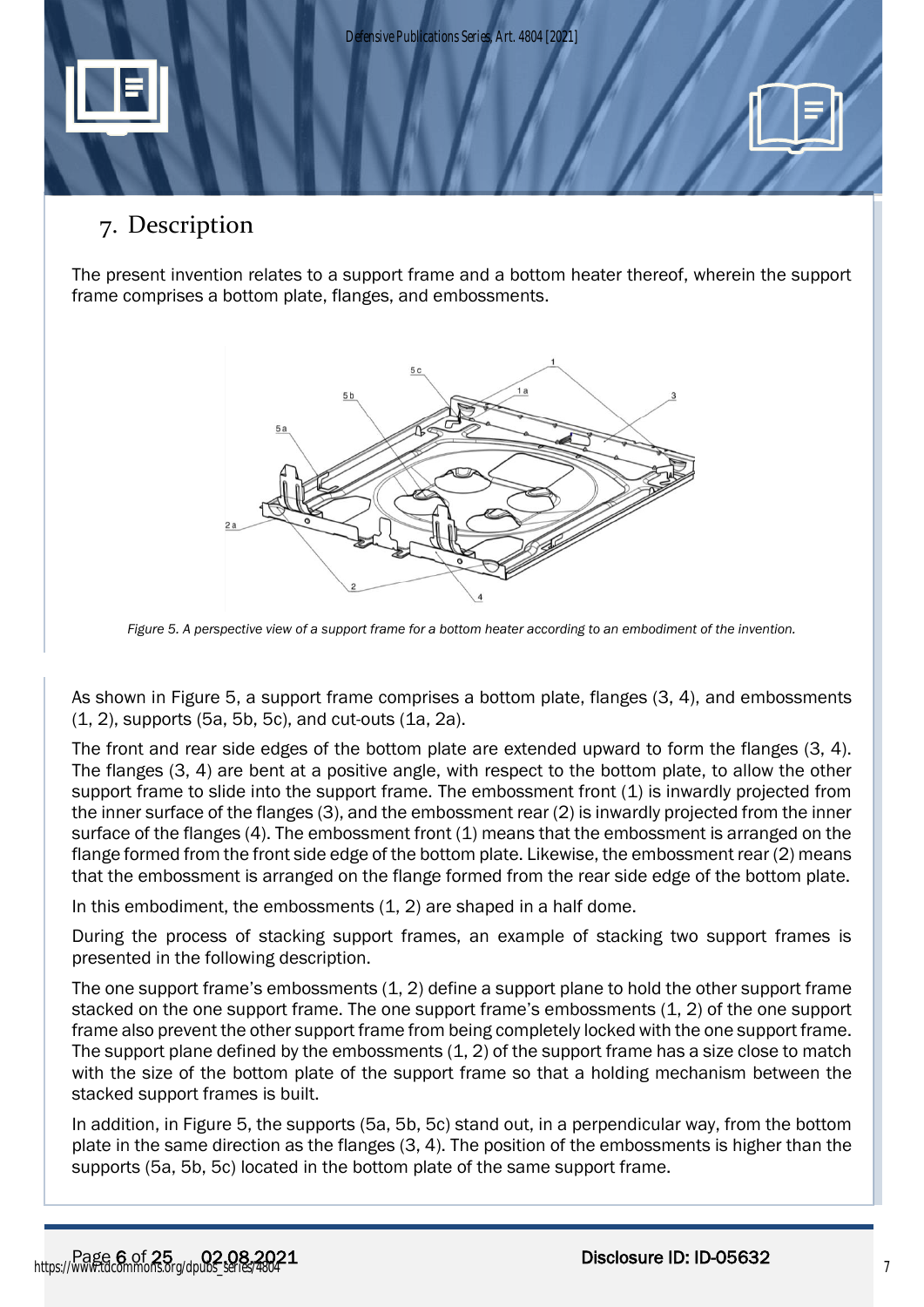## 7. Description

The present invention relates to a support frame and a bottom heater thereof, wherein the support frame comprises a bottom plate, flanges, and embossments.

*Figure 5. A perspective view of a support frame for a bottom heater according to an embodiment of the invention.*

As shown in Figure 5, a support frame comprises a bottom plate, flanges (3, 4), and embossments (1, 2), supports (5a, 5b, 5c), and cut-outs (1a, 2a).

The front and rear side edges of the bottom plate are extended upward to form the flanges (3, 4). The flanges (3, 4) are bent at a positive angle, with respect to the bottom plate, to allow the other support frame to slide into the support frame. The embossment front (1) is inwardly projected from the inner surface of the flanges (3), and the embossment rear (2) is inwardly projected from the inner surface of the flanges (4). The embossment front (1) means that the embossment is arranged on the flange formed from the front side edge of the bottom plate. Likewise, the embossment rear (2) means that the embossment is arranged on the flange formed from the rear side edge of the bottom plate.

In this embodiment, the embossments (1, 2) are shaped in a half dome.

During the process of stacking support frames, an example of stacking two support frames is presented in the following description.

The one support frame's embossments (1, 2) define a support plane to hold the other support frame stacked on the one support frame. The one support frame's embossments (1, 2) of the one support frame also prevent the other support frame from being completely locked with the one support frame. The support plane defined by the embossments (1, 2) of the support frame has a size close to match with the size of the bottom plate of the support frame so that a holding mechanism between the stacked support frames is built.

In addition, in Figure 5, the supports (5a, 5b, 5c) stand out, in a perpendicular way, from the bottom plate in the same direction as the flanges (3, 4). The position of the embossments is higher than the supports (5a, 5b, 5c) located in the bottom plate of the same support frame.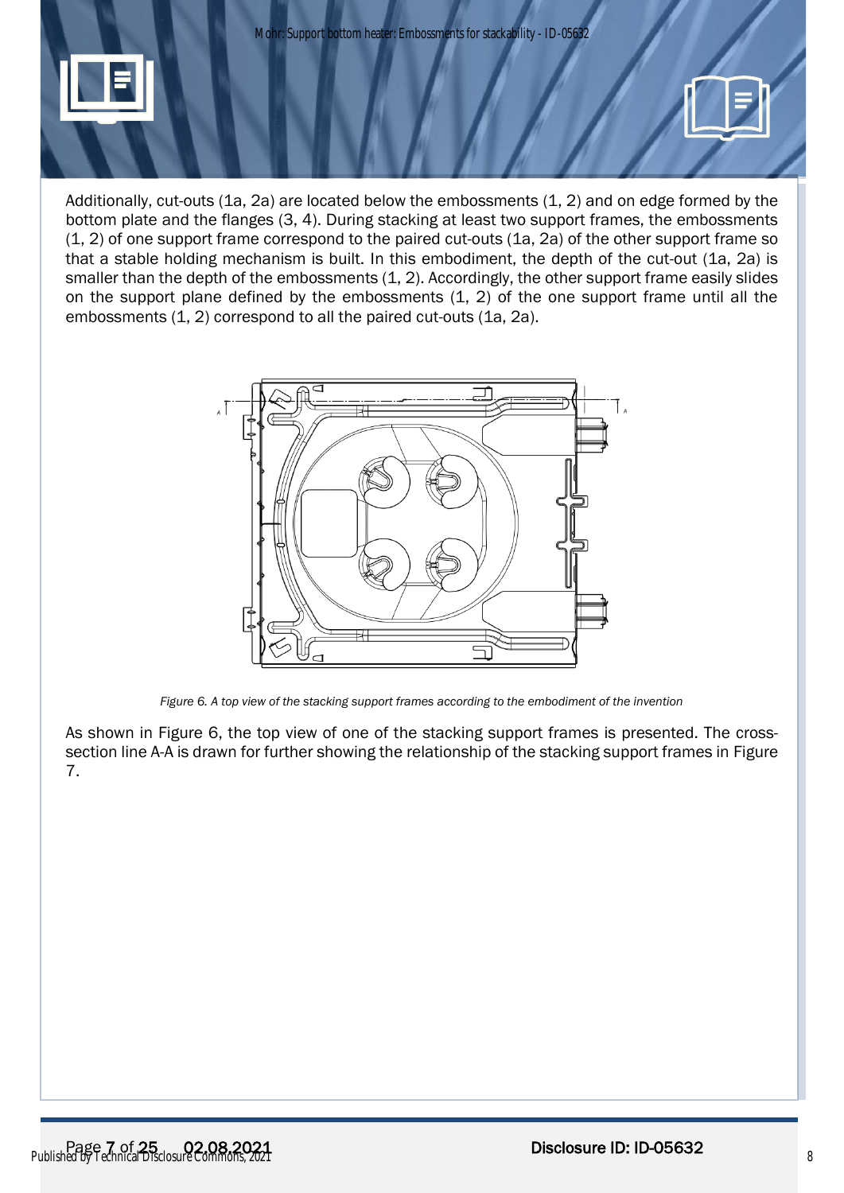Additionally, cut-outs (1a, 2a) are located below the embossments (1, 2) and on edge formed by the bottom plate and the flanges (3, 4). During stacking at least two support frames, the embossments (1, 2) of one support frame correspond to the paired cut-outs (1a, 2a) of the other support frame so that a stable holding mechanism is built. In this embodiment, the depth of the cut-out (1a, 2a) is smaller than the depth of the embossments (1, 2). Accordingly, the other support frame easily slides on the support plane defined by the embossments (1, 2) of the one support frame until all the embossments (1, 2) correspond to all the paired cut-outs (1a, 2a).

*Figure 6. A top view of the stacking support frames according to the embodiment of the invention*

As shown in Figure 6, the top view of one of the stacking support frames is presented. The cross-section line A-A is drawn for further showing the relationship of the stacking support frames in Figure 7.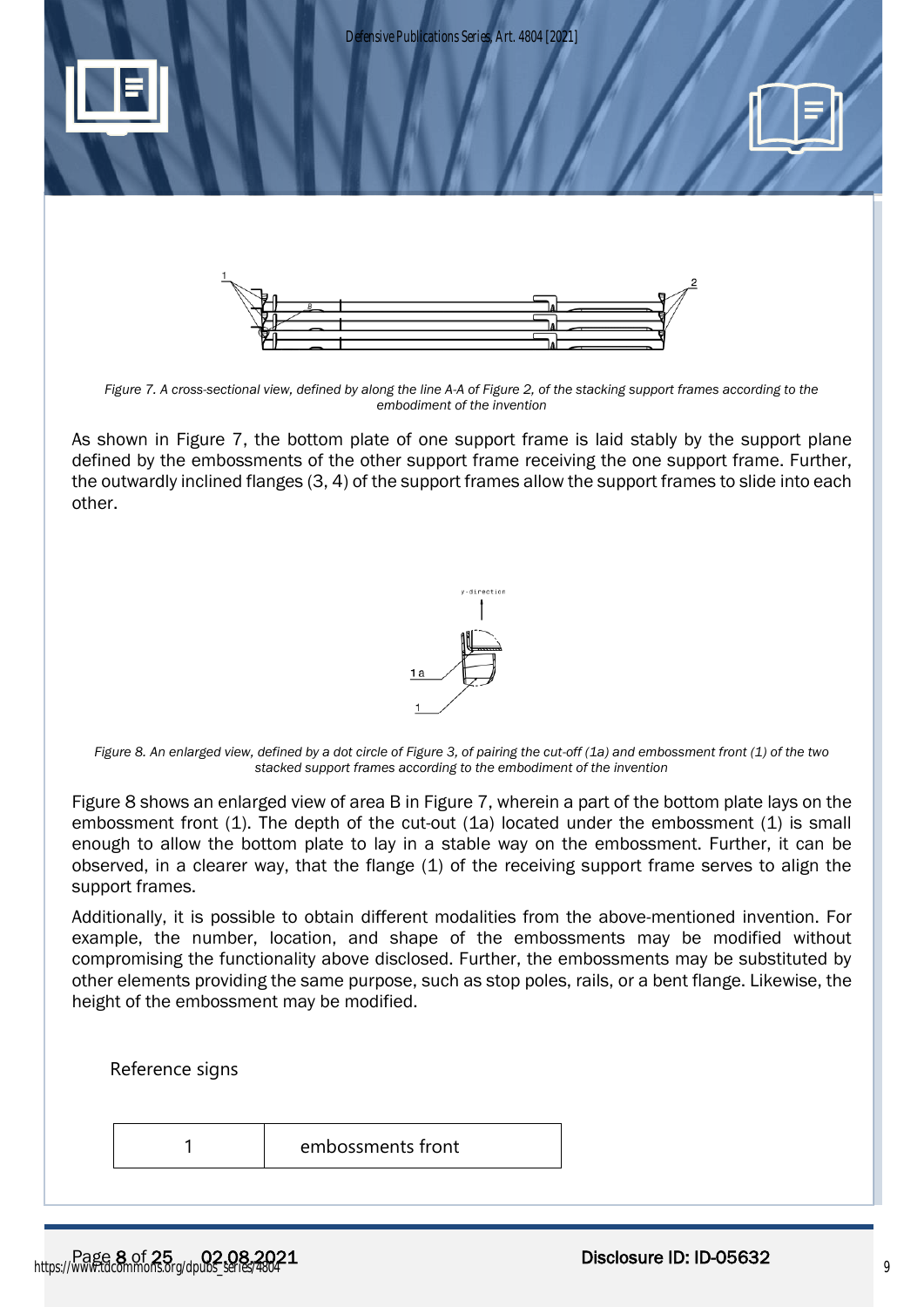*Figure 7. A cross-sectional view, defined by along the line A-A of Figure 2, of the stacking support frames according to the embodiment of the invention*

As shown in Figure 7, the bottom plate of one support frame is laid stably by the support plane defined by the embossments of the other support frame receiving the one support frame. Further, the outwardly inclined flanges (3, 4) of the support frames allow the support frames to slide into each other.

*Figure 8. An enlarged view, defined by a dot circle of Figure 3, of pairing the cut-off (1a) and embossment front (1) of the two stacked support frames according to the embodiment of the invention*

Figure 8 shows an enlarged view of area B in Figure 7, wherein a part of the bottom plate lays on the embossment front (1). The depth of the cut-out (1a) located under the embossment (1) is small enough to allow the bottom plate to lay in a stable way on the embossment. Further, it can be observed, in a clearer way, that the flange (1) of the receiving support frame serves to align the support frames.

Additionally, it is possible to obtain different modalities from the above-mentioned invention. For example, the number, location, and shape of the embossments may be modified without compromising the functionality above disclosed. Further, the embossments may be substituted by other elements providing the same purpose, such as stop poles, rails, or a bent flange. Likewise, the height of the embossment may be modified.

Reference signs

| 1 | embossments front |
|---|---|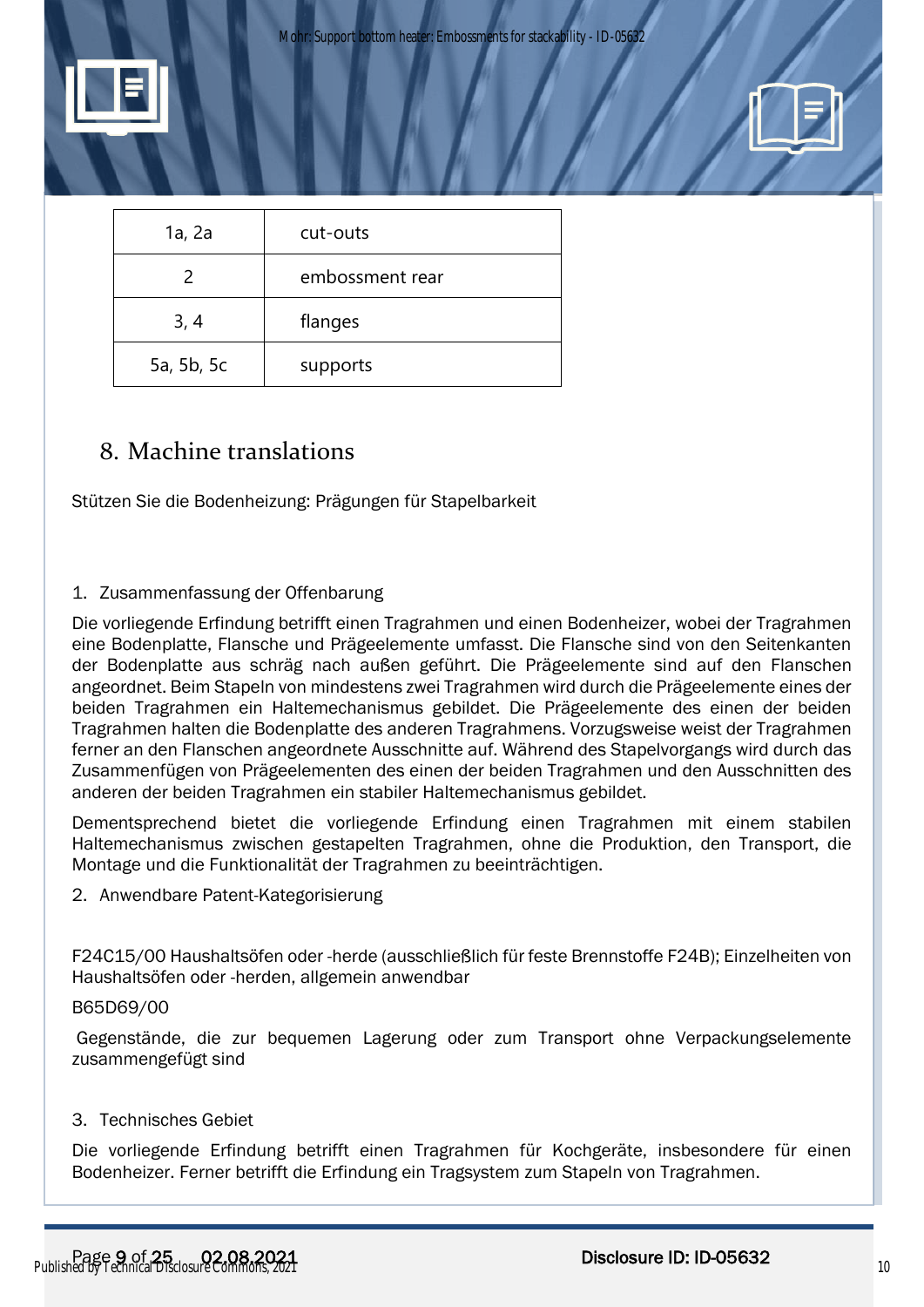| 1a, 2a | cut-outs |
|---|---|
| 2 | embossment rear |
| 3, 4 | flanges |
| 5a, 5b, 5c | supports |

## 8. Machine translations

Stützen Sie die Bodenheizung: Prägungen für Stapelbarkeit

1. Zusammenfassung der Offenbarung

Die vorliegende Erfindung betrifft einen Tragrahmen und einen Bodenheizer, wobei der Tragrahmen eine Bodenplatte, Flansche und Prägeelemente umfasst. Die Flansche sind von den Seitenkanten der Bodenplatte aus schräg nach außen geführt. Die Prägeelemente sind auf den Flanschen angeordnet. Beim Stapeln von mindestens zwei Tragrahmen wird durch die Prägeelemente eines der beiden Tragrahmen ein Haltemechanismus gebildet. Die Prägeelemente des einen der beiden Tragrahmen halten die Bodenplatte des anderen Tragrahmens. Vorzugsweise weist der Tragrahmen ferner an den Flanschen angeordnete Ausschnitte auf. Während des Stapelvorgangs wird durch das Zusammenfügen von Prägeelementen des einen der beiden Tragrahmen und den Ausschnitten des anderen der beiden Tragrahmen ein stabiler Haltemechanismus gebildet.

Dementsprechend bietet die vorliegende Erfindung einen Tragrahmen mit einem stabilen Haltemechanismus zwischen gestapelten Tragrahmen, ohne die Produktion, den Transport, die Montage und die Funktionalität der Tragrahmen zu beeinträchtigen.

2. Anwendbare Patent-Kategorisierung

F24C15/00 Haushaltsöfen oder -herde (ausschließlich für feste Brennstoffe F24B); Einzelheiten von Haushaltsöfen oder -herden, allgemein anwendbar

B65D69/00

Gegenstände, die zur bequemen Lagerung oder zum Transport ohne Verpackungselemente zusammengefügt sind

3. Technisches Gebiet

Die vorliegende Erfindung betrifft einen Tragrahmen für Kochgeräte, insbesondere für einen Bodenheizer. Ferner betrifft die Erfindung ein Tragsystem zum Stapeln von Tragrahmen.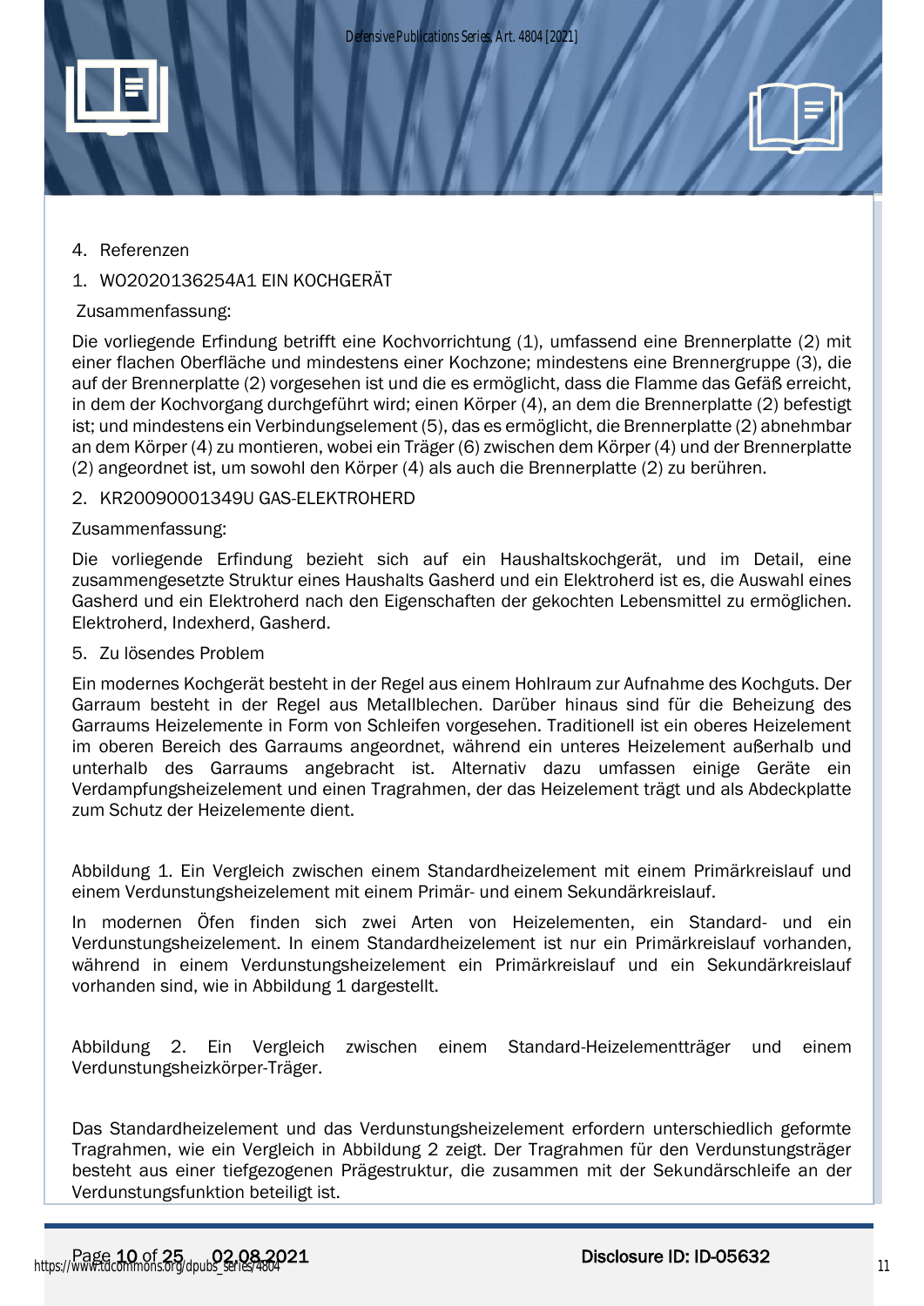4. Referenzen

1. WO2020136254A1 EIN KOCHGERÄT

Zusammenfassung:

Die vorliegende Erfindung betrifft eine Kochvorrichtung (1), umfassend eine Brennerplatte (2) mit einer flachen Oberfläche und mindestens einer Kochzone; mindestens eine Brennergruppe (3), die auf der Brennerplatte (2) vorgesehen ist und die es ermöglicht, dass die Flamme das Gefäß erreicht, in dem der Kochvorgang durchgeführt wird; einen Körper (4), an dem die Brennerplatte (2) befestigt ist; und mindestens ein Verbindungselement (5), das es ermöglicht, die Brennerplatte (2) abnehmbar an dem Körper (4) zu montieren, wobei ein Träger (6) zwischen dem Körper (4) und der Brennerplatte (2) angeordnet ist, um sowohl den Körper (4) als auch die Brennerplatte (2) zu berühren.

2. KR20090001349U GAS-ELEKTROHERD

Zusammenfassung:

Die vorliegende Erfindung bezieht sich auf ein Haushaltskochgerät, und im Detail, eine zusammengesetzte Struktur eines Haushalts Gasherd und ein Elektroherd ist es, die Auswahl eines Gasherd und ein Elektroherd nach den Eigenschaften der gekochten Lebensmittel zu ermöglichen. Elektroherd, Indexherd, Gasherd.

5. Zu lösendes Problem

Ein modernes Kochgerät besteht in der Regel aus einem Hohlraum zur Aufnahme des Kochguts. Der Garraum besteht in der Regel aus Metallblechen. Darüber hinaus sind für die Beheizung des Garraums Heizelemente in Form von Schleifen vorgesehen. Traditionell ist ein oberes Heizelement im oberen Bereich des Garraums angeordnet, während ein unteres Heizelement außerhalb und unterhalb des Garraums angebracht ist. Alternativ dazu umfassen einige Geräte ein Verdampfungsheizelement und einen Tragrahmen, der das Heizelement trägt und als Abdeckplatte zum Schutz der Heizelemente dient.

Abbildung 1. Ein Vergleich zwischen einem Standardheizelement mit einem Primärkreislauf und einem Verdunstungsheizelement mit einem Primär- und einem Sekundärkreislauf.

In modernen Öfen finden sich zwei Arten von Heizelementen, ein Standard- und ein Verdunstungsheizelement. In einem Standardheizelement ist nur ein Primärkreislauf vorhanden, während in einem Verdunstungsheizelement ein Primärkreislauf und ein Sekundärkreislauf vorhanden sind, wie in Abbildung 1 dargestellt.

Abbildung 2. Ein Vergleich zwischen einem Standard-Heizelementträger und einem Verdunstungsheizkörper-Träger.

Das Standardheizelement und das Verdunstungsheizelement erfordern unterschiedlich geformte Tragrahmen, wie ein Vergleich in Abbildung 2 zeigt. Der Tragrahmen für den Verdunstungsträger besteht aus einer tiefgezogenen Prägestruktur, die zusammen mit der Sekundärschleife an der Verdunstungsfunktion beteiligt ist.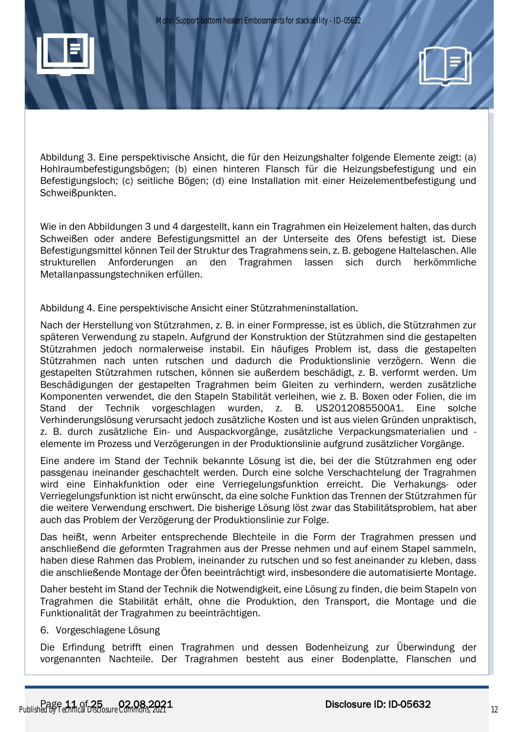Abbildung 3. Eine perspektivische Ansicht, die für den Heizungshalter folgende Elemente zeigt: (a) Hohlraumbefestigungsbögen; (b) einen hinteren Flansch für die Heizungsbefestigung und ein Befestigungsloch; (c) seitliche Bögen; (d) eine Installation mit einer Heizelementbefestigung und Schweißpunkten.

Wie in den Abbildungen 3 und 4 dargestellt, kann ein Tragrahmen ein Heizelement halten, das durch Schweißen oder andere Befestigungsmittel an der Unterseite des Ofens befestigt ist. Diese Befestigungsmittel können Teil der Struktur des Tragrahmens sein, z. B. gebogene Haltelaschen. Alle strukturellen Anforderungen an den Tragrahmen lassen sich durch herkömmliche Metallanpassungstechniken erfüllen.

Abbildung 4. Eine perspektivische Ansicht einer Stützrahmeninstallation.

Nach der Herstellung von Stützrahmen, z. B. in einer Formpresse, ist es üblich, die Stützrahmen zur späteren Verwendung zu stapeln. Aufgrund der Konstruktion der Stützrahmen sind die gestapelten Stützrahmen jedoch normalerweise instabil. Ein häufiges Problem ist, dass die gestapelten Stützrahmen nach unten rutschen und dadurch die Produktionslinie verzögern. Wenn die gestapelten Stützrahmen rutschen, können sie außerdem beschädigt, z. B. verformt werden. Um Beschädigungen der gestapelten Tragrahmen beim Gleiten zu verhindern, werden zusätzliche Komponenten verwendet, die den Stapeln Stabilität verleihen, wie z. B. Boxen oder Folien, die im Stand der Technik vorgeschlagen wurden, z. B. US2012085500A1. Eine solche Verhinderungslösung verursacht jedoch zusätzliche Kosten und ist aus vielen Gründen unpraktisch, z. B. durch zusätzliche Ein- und Auspackvorgänge, zusätzliche Verpackungsmaterialien und -elemente im Prozess und Verzögerungen in der Produktionslinie aufgrund zusätzlicher Vorgänge.

Eine andere im Stand der Technik bekannte Lösung ist die, bei der die Stützrahmen eng oder passgenau ineinander geschachtelt werden. Durch eine solche Verschachtelung der Tragrahmen wird eine Einhakfunktion oder eine Verriegelungsfunktion erreicht. Die Verhakungs- oder Verriegelungsfunktion ist nicht erwünscht, da eine solche Funktion das Trennen der Stützrahmen für die weitere Verwendung erschwert. Die bisherige Lösung löst zwar das Stabilitätsproblem, hat aber auch das Problem der Verzögerung der Produktionslinie zur Folge.

Das heißt, wenn Arbeiter entsprechende Blechteile in die Form der Tragrahmen pressen und anschließend die geformten Tragrahmen aus der Presse nehmen und auf einem Stapel sammeln, haben diese Rahmen das Problem, ineinander zu rutschen und so fest aneinander zu kleben, dass die anschließende Montage der Öfen beeinträchtigt wird, insbesondere die automatisierte Montage.

Daher besteht im Stand der Technik die Notwendigkeit, eine Lösung zu finden, die beim Stapeln von Tragrahmen die Stabilität erhält, ohne die Produktion, den Transport, die Montage und die Funktionalität der Tragrahmen zu beeinträchtigen.

6. Vorgeschlagene Lösung

Die Erfindung betrifft einen Tragrahmen und dessen Bodenheizung zur Überwindung der vorgenannten Nachteile. Der Tragrahmen besteht aus einer Bodenplatte, Flanschen und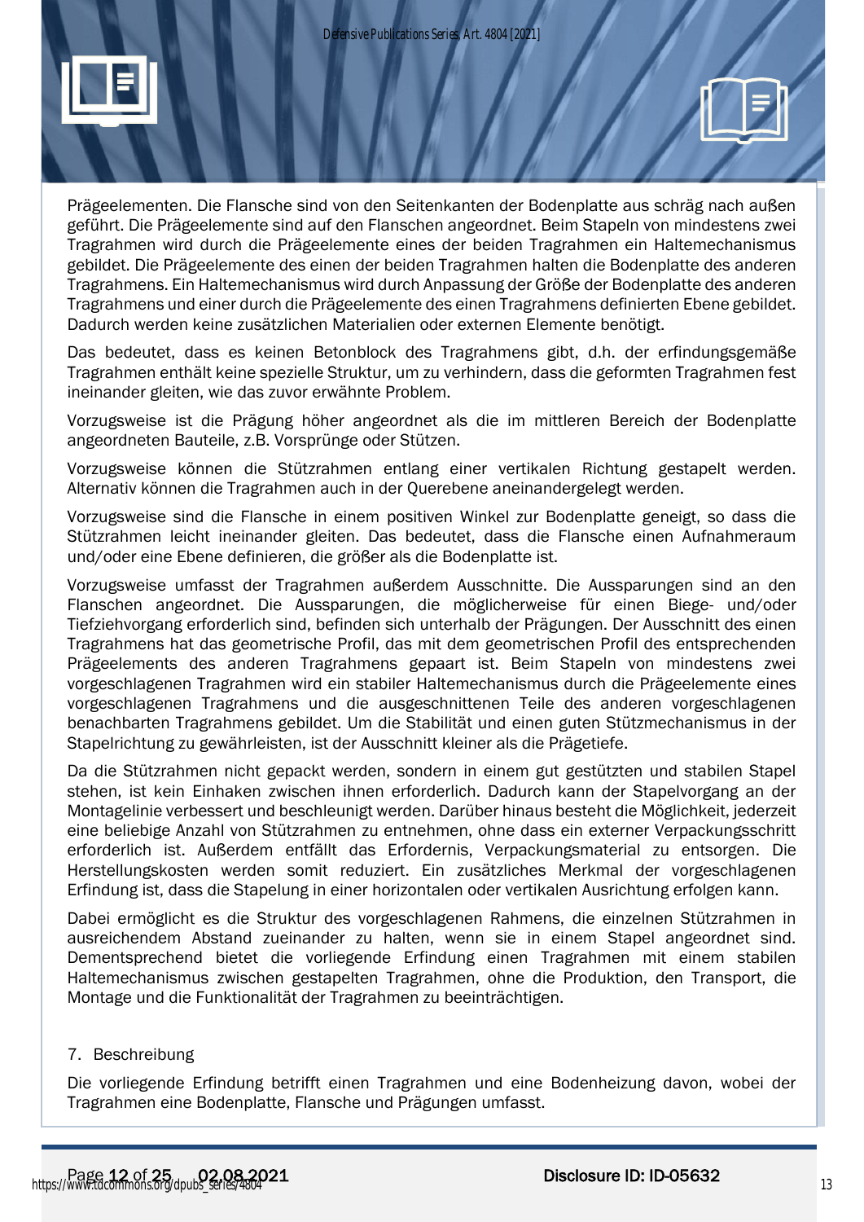Prägeelementen. Die Flansche sind von den Seitenkanten der Bodenplatte aus schräg nach außen geführt. Die Prägeelemente sind auf den Flanschen angeordnet. Beim Stapeln von mindestens zwei Tragrahmen wird durch die Prägeelemente eines der beiden Tragrahmen ein Haltemechanismus gebildet. Die Prägeelemente des einen der beiden Tragrahmen halten die Bodenplatte des anderen Tragrahmens. Ein Haltemechanismus wird durch Anpassung der Größe der Bodenplatte des anderen Tragrahmens und einer durch die Prägeelemente des einen Tragrahmens definierten Ebene gebildet. Dadurch werden keine zusätzlichen Materialien oder externen Elemente benötigt.

Das bedeutet, dass es keinen Betonblock des Tragrahmens gibt, d.h. der erfindungsgemäße Tragrahmen enthält keine spezielle Struktur, um zu verhindern, dass die geformten Tragrahmen fest ineinander gleiten, wie das zuvor erwähnte Problem.

Vorzugsweise ist die Prägung höher angeordnet als die im mittleren Bereich der Bodenplatte angeordneten Bauteile, z.B. Vorsprünge oder Stützen.

Vorzugsweise können die Stützrahmen entlang einer vertikalen Richtung gestapelt werden. Alternativ können die Tragrahmen auch in der Querebene aneinandergelegt werden.

Vorzugsweise sind die Flansche in einem positiven Winkel zur Bodenplatte geneigt, so dass die Stützrahmen leicht ineinander gleiten. Das bedeutet, dass die Flansche einen Aufnahmeraum und/oder eine Ebene definieren, die größer als die Bodenplatte ist.

Vorzugsweise umfasst der Tragrahmen außerdem Ausschnitte. Die Aussparungen sind an den Flanschen angeordnet. Die Aussparungen, die möglicherweise für einen Biege- und/oder Tiefziehvorgang erforderlich sind, befinden sich unterhalb der Prägungen. Der Ausschnitt des einen Tragrahmens hat das geometrische Profil, das mit dem geometrischen Profil des entsprechenden Prägeelements des anderen Tragrahmens gepaart ist. Beim Stapeln von mindestens zwei vorgeschlagenen Tragrahmen wird ein stabiler Haltemechanismus durch die Prägeelemente eines vorgeschlagenen Tragrahmens und die ausgeschnittenen Teile des anderen vorgeschlagenen benachbarten Tragrahmens gebildet. Um die Stabilität und einen guten Stützmechanismus in der Stapelrichtung zu gewährleisten, ist der Ausschnitt kleiner als die Prägetiefe.

Da die Stützrahmen nicht gepackt werden, sondern in einem gut gestützten und stabilen Stapel stehen, ist kein Einhaken zwischen ihnen erforderlich. Dadurch kann der Stapelvorgang an der Montagelinie verbessert und beschleunigt werden. Darüber hinaus besteht die Möglichkeit, jederzeit eine beliebige Anzahl von Stützrahmen zu entnehmen, ohne dass ein externer Verpackungsschritt erforderlich ist. Außerdem entfällt das Erfordernis, Verpackungsmaterial zu entsorgen. Die Herstellungskosten werden somit reduziert. Ein zusätzliches Merkmal der vorgeschlagenen Erfindung ist, dass die Stapelung in einer horizontalen oder vertikalen Ausrichtung erfolgen kann.

Dabei ermöglicht es die Struktur des vorgeschlagenen Rahmens, die einzelnen Stützrahmen in ausreichendem Abstand zueinander zu halten, wenn sie in einem Stapel angeordnet sind. Dementsprechend bietet die vorliegende Erfindung einen Tragrahmen mit einem stabilen Haltemechanismus zwischen gestapelten Tragrahmen, ohne die Produktion, den Transport, die Montage und die Funktionalität der Tragrahmen zu beeinträchtigen.

7. Beschreibung

Die vorliegende Erfindung betrifft einen Tragrahmen und eine Bodenheizung davon, wobei der Tragrahmen eine Bodenplatte, Flansche und Prägungen umfasst.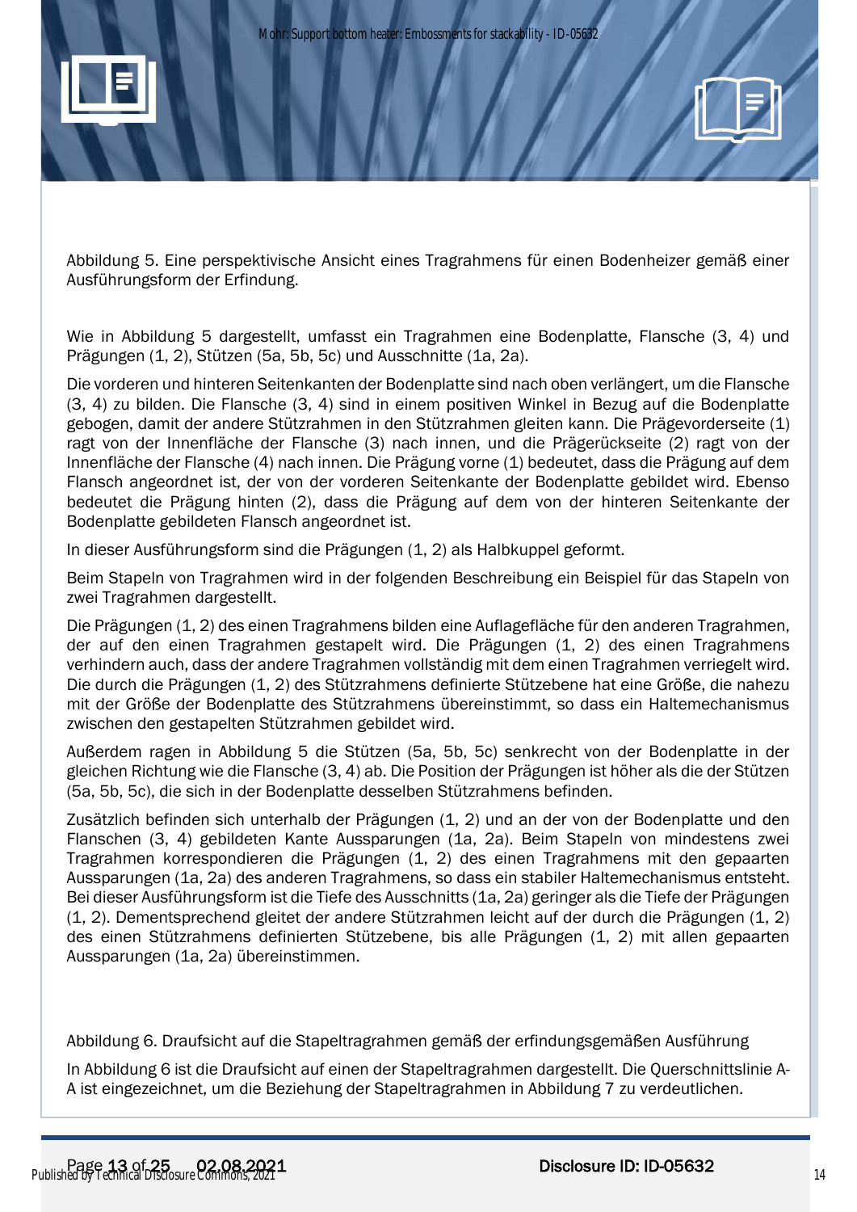Abbildung 5. Eine perspektivische Ansicht eines Tragrahmens für einen Bodenheizer gemäß einer Ausführungsform der Erfindung.

Wie in Abbildung 5 dargestellt, umfasst ein Tragrahmen eine Bodenplatte, Flansche (3, 4) und Prägungen (1, 2), Stützen (5a, 5b, 5c) und Ausschnitte (1a, 2a).

Die vorderen und hinteren Seitenkanten der Bodenplatte sind nach oben verlängert, um die Flansche (3, 4) zu bilden. Die Flansche (3, 4) sind in einem positiven Winkel in Bezug auf die Bodenplatte gebogen, damit der andere Stützrahmen in den Stützrahmen gleiten kann. Die Prägevorderseite (1) ragt von der Innenfläche der Flansche (3) nach innen, und die Prägerückseite (2) ragt von der Innenfläche der Flansche (4) nach innen. Die Prägung vorne (1) bedeutet, dass die Prägung auf dem Flansch angeordnet ist, der von der vorderen Seitenkante der Bodenplatte gebildet wird. Ebenso bedeutet die Prägung hinten (2), dass die Prägung auf dem von der hinteren Seitenkante der Bodenplatte gebildeten Flansch angeordnet ist.

In dieser Ausführungsform sind die Prägungen (1, 2) als Halbkuppel geformt.

Beim Stapeln von Tragrahmen wird in der folgenden Beschreibung ein Beispiel für das Stapeln von zwei Tragrahmen dargestellt.

Die Prägungen (1, 2) des einen Tragrahmens bilden eine Auflagefläche für den anderen Tragrahmen, der auf den einen Tragrahmen gestapelt wird. Die Prägungen (1, 2) des einen Tragrahmens verhindern auch, dass der andere Tragrahmen vollständig mit dem einen Tragrahmen verriegelt wird. Die durch die Prägungen (1, 2) des Stützrahmens definierte Stützebene hat eine Größe, die nahezu mit der Größe der Bodenplatte des Stützrahmens übereinstimmt, so dass ein Haltemechanismus zwischen den gestapelten Stützrahmen gebildet wird.

Außerdem ragen in Abbildung 5 die Stützen (5a, 5b, 5c) senkrecht von der Bodenplatte in der gleichen Richtung wie die Flansche (3, 4) ab. Die Position der Prägungen ist höher als die der Stützen (5a, 5b, 5c), die sich in der Bodenplatte desselben Stützrahmens befinden.

Zusätzlich befinden sich unterhalb der Prägungen (1, 2) und an der von der Bodenplatte und den Flanschen (3, 4) gebildeten Kante Aussparungen (1a, 2a). Beim Stapeln von mindestens zwei Tragrahmen korrespondieren die Prägungen (1, 2) des einen Tragrahmens mit den gepaarten Aussparungen (1a, 2a) des anderen Tragrahmens, so dass ein stabiler Haltemechanismus entsteht. Bei dieser Ausführungsform ist die Tiefe des Ausschnitts (1a, 2a) geringer als die Tiefe der Prägungen (1, 2). Dementsprechend gleitet der andere Stützrahmen leicht auf der durch die Prägungen (1, 2) des einen Stützrahmens definierten Stützebene, bis alle Prägungen (1, 2) mit allen gepaarten Aussparungen (1a, 2a) übereinstimmen.

Abbildung 6. Draufsicht auf die Stapeltragrahmen gemäß der erfindungsgemäßen Ausführung

In Abbildung 6 ist die Draufsicht auf einen der Stapeltragrahmen dargestellt. Die Querschnittslinie A-A ist eingezeichnet, um die Beziehung der Stapeltragrahmen in Abbildung 7 zu verdeutlichen.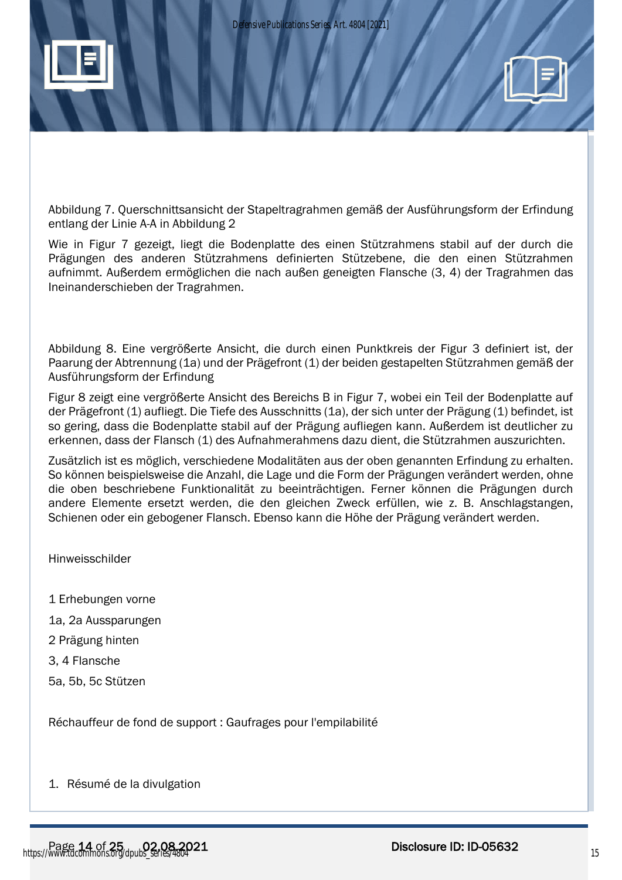Abbildung 7. Querschnittsansicht der Stapeltragrahmen gemäß der Ausführungsform der Erfindung entlang der Linie A-A in Abbildung 2

Wie in Figur 7 gezeigt, liegt die Bodenplatte des einen Stützrahmens stabil auf der durch die Prägungen des anderen Stützrahmens definierten Stützebene, die den einen Stützrahmen aufnimmt. Außerdem ermöglichen die nach außen geneigten Flansche (3, 4) der Tragrahmen das Ineinanderschieben der Tragrahmen.

Abbildung 8. Eine vergrößerte Ansicht, die durch einen Punktkreis der Figur 3 definiert ist, der Paarung der Abtrennung (1a) und der Prägefront (1) der beiden gestapelten Stützrahmen gemäß der Ausführungsform der Erfindung

Figur 8 zeigt eine vergrößerte Ansicht des Bereichs B in Figur 7, wobei ein Teil der Bodenplatte auf der Prägefront (1) aufliegt. Die Tiefe des Ausschnitts (1a), der sich unter der Prägung (1) befindet, ist so gering, dass die Bodenplatte stabil auf der Prägung aufliegen kann. Außerdem ist deutlicher zu erkennen, dass der Flansch (1) des Aufnahmerahmens dazu dient, die Stützrahmen auszurichten.

Zusätzlich ist es möglich, verschiedene Modalitäten aus der oben genannten Erfindung zu erhalten. So können beispielsweise die Anzahl, die Lage und die Form der Prägungen verändert werden, ohne die oben beschriebene Funktionalität zu beeinträchtigen. Ferner können die Prägungen durch andere Elemente ersetzt werden, die den gleichen Zweck erfüllen, wie z. B. Anschlagstangen, Schienen oder ein gebogener Flansch. Ebenso kann die Höhe der Prägung verändert werden.

Hinweisschilder

1 Erhebungen vorne

1a, 2a Aussparungen

2 Prägung hinten

3, 4 Flansche

5a, 5b, 5c Stützen

Réchauffeur de fond de support : Gaufrages pour l'empilabilité

1. Résumé de la divulgation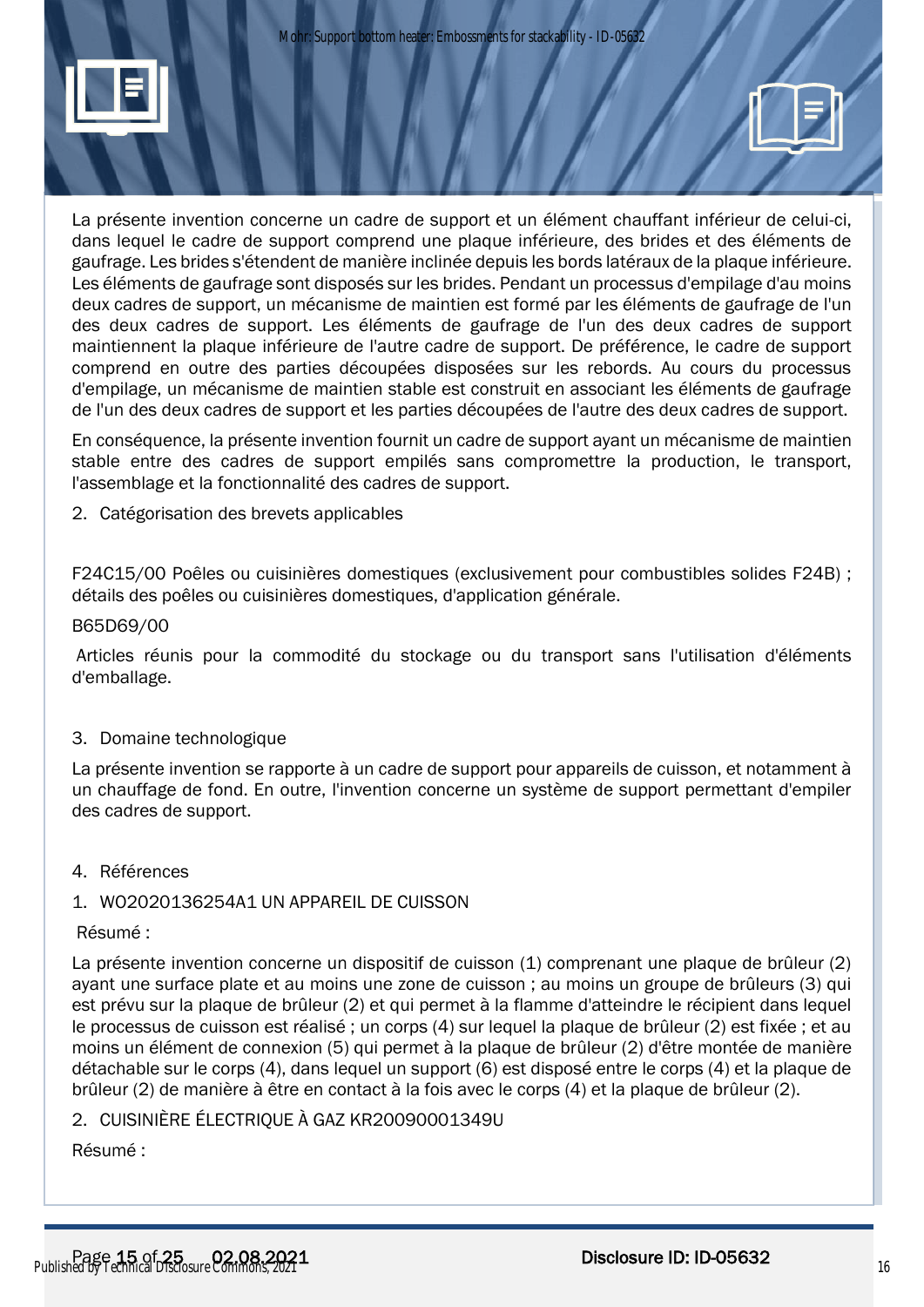La présente invention concerne un cadre de support et un élément chauffant inférieur de celui-ci, dans lequel le cadre de support comprend une plaque inférieure, des brides et des éléments de gaufrage. Les brides s'étendent de manière inclinée depuis les bords latéraux de la plaque inférieure. Les éléments de gaufrage sont disposés sur les brides. Pendant un processus d'empilage d'au moins deux cadres de support, un mécanisme de maintien est formé par les éléments de gaufrage de l'un des deux cadres de support. Les éléments de gaufrage de l'un des deux cadres de support maintiennent la plaque inférieure de l'autre cadre de support. De préférence, le cadre de support comprend en outre des parties découpées disposées sur les rebords. Au cours du processus d'empilage, un mécanisme de maintien stable est construit en associant les éléments de gaufrage de l'un des deux cadres de support et les parties découpées de l'autre des deux cadres de support.

En conséquence, la présente invention fournit un cadre de support ayant un mécanisme de maintien stable entre des cadres de support empilés sans compromettre la production, le transport, l'assemblage et la fonctionnalité des cadres de support.

2. Catégorisation des brevets applicables

F24C15/00 Poêles ou cuisinières domestiques (exclusivement pour combustibles solides F24B) ; détails des poêles ou cuisinières domestiques, d'application générale.

B65D69/00

Articles réunis pour la commodité du stockage ou du transport sans l'utilisation d'éléments d'emballage.

3. Domaine technologique

La présente invention se rapporte à un cadre de support pour appareils de cuisson, et notamment à un chauffage de fond. En outre, l'invention concerne un système de support permettant d'empiler des cadres de support.

4. Références

1. WO2020136254A1 UN APPAREIL DE CUISSON

Résumé :

La présente invention concerne un dispositif de cuisson (1) comprenant une plaque de brûleur (2) ayant une surface plate et au moins une zone de cuisson ; au moins un groupe de brûleurs (3) qui est prévu sur la plaque de brûleur (2) et qui permet à la flamme d'atteindre le récipient dans lequel le processus de cuisson est réalisé ; un corps (4) sur lequel la plaque de brûleur (2) est fixée ; et au moins un élément de connexion (5) qui permet à la plaque de brûleur (2) d'être montée de manière détachable sur le corps (4), dans lequel un support (6) est disposé entre le corps (4) et la plaque de brûleur (2) de manière à être en contact à la fois avec le corps (4) et la plaque de brûleur (2).

2. CUISINIÈRE ÉLECTRIQUE À GAZ KR20090001349U

Résumé :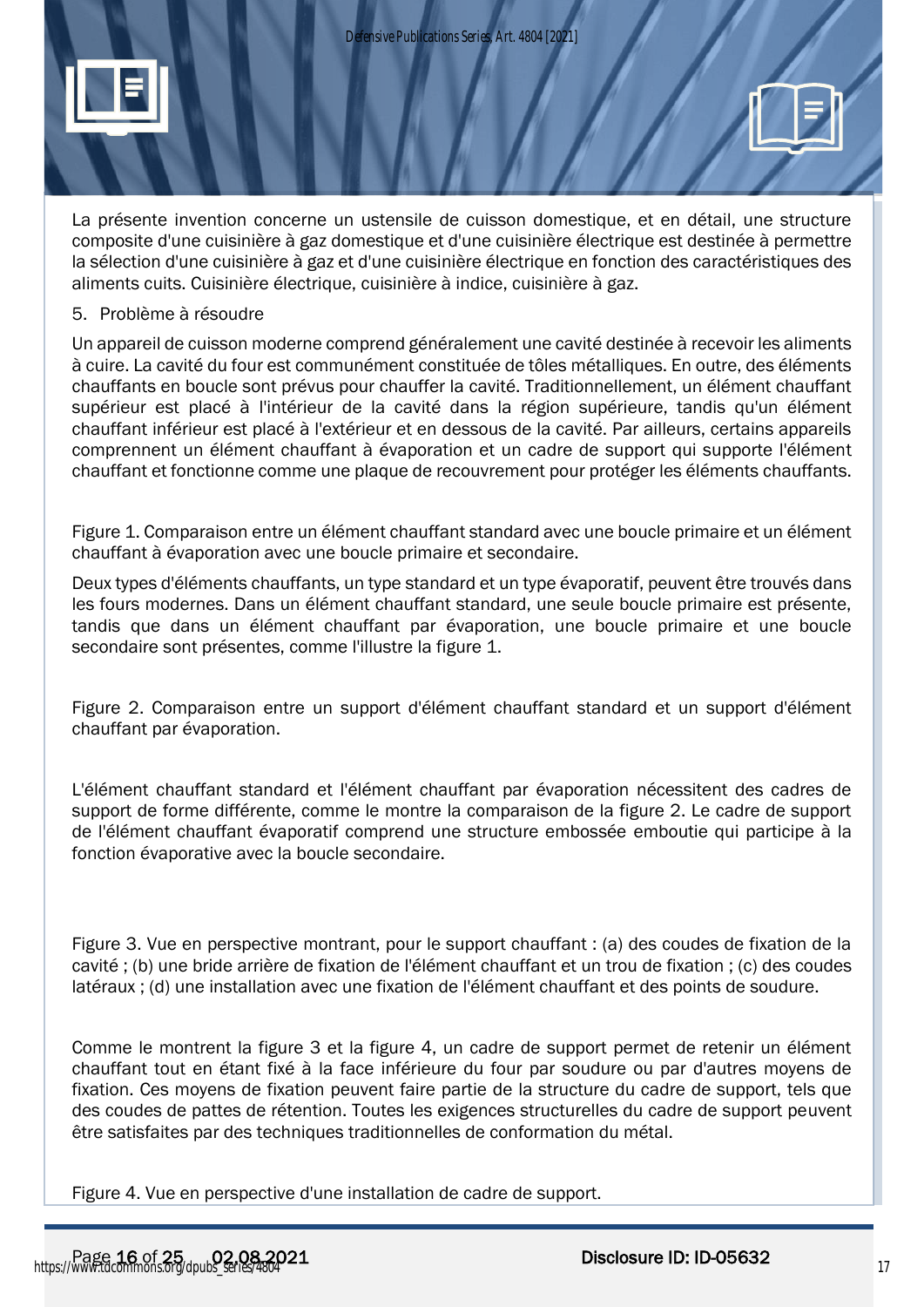La présente invention concerne un ustensile de cuisson domestique, et en détail, une structure composite d'une cuisinière à gaz domestique et d'une cuisinière électrique est destinée à permettre la sélection d'une cuisinière à gaz et d'une cuisinière électrique en fonction des caractéristiques des aliments cuits. Cuisinière électrique, cuisinière à indice, cuisinière à gaz.

5. Problème à résoudre

Un appareil de cuisson moderne comprend généralement une cavité destinée à recevoir les aliments à cuire. La cavité du four est communément constituée de tôles métalliques. En outre, des éléments chauffants en boucle sont prévus pour chauffer la cavité. Traditionnellement, un élément chauffant supérieur est placé à l'intérieur de la cavité dans la région supérieure, tandis qu'un élément chauffant inférieur est placé à l'extérieur et en dessous de la cavité. Par ailleurs, certains appareils comprennent un élément chauffant à évaporation et un cadre de support qui supporte l'élément chauffant et fonctionne comme une plaque de recouvrement pour protéger les éléments chauffants.

Figure 1. Comparaison entre un élément chauffant standard avec une boucle primaire et un élément chauffant à évaporation avec une boucle primaire et secondaire.

Deux types d'éléments chauffants, un type standard et un type évaporatif, peuvent être trouvés dans les fours modernes. Dans un élément chauffant standard, une seule boucle primaire est présente, tandis que dans un élément chauffant par évaporation, une boucle primaire et une boucle secondaire sont présentes, comme l'illustre la figure 1.

Figure 2. Comparaison entre un support d'élément chauffant standard et un support d'élément chauffant par évaporation.

L'élément chauffant standard et l'élément chauffant par évaporation nécessitent des cadres de support de forme différente, comme le montre la comparaison de la figure 2. Le cadre de support de l'élément chauffant évaporatif comprend une structure embossée emboutie qui participe à la fonction évaporative avec la boucle secondaire.

Figure 3. Vue en perspective montrant, pour le support chauffant : (a) des coudes de fixation de la cavité ; (b) une bride arrière de fixation de l'élément chauffant et un trou de fixation ; (c) des coudes latéraux ; (d) une installation avec une fixation de l'élément chauffant et des points de soudure.

Comme le montrent la figure 3 et la figure 4, un cadre de support permet de retenir un élément chauffant tout en étant fixé à la face inférieure du four par soudure ou par d'autres moyens de fixation. Ces moyens de fixation peuvent faire partie de la structure du cadre de support, tels que des coudes de pattes de rétention. Toutes les exigences structurelles du cadre de support peuvent être satisfaites par des techniques traditionnelles de conformation du métal.

Figure 4. Vue en perspective d'une installation de cadre de support.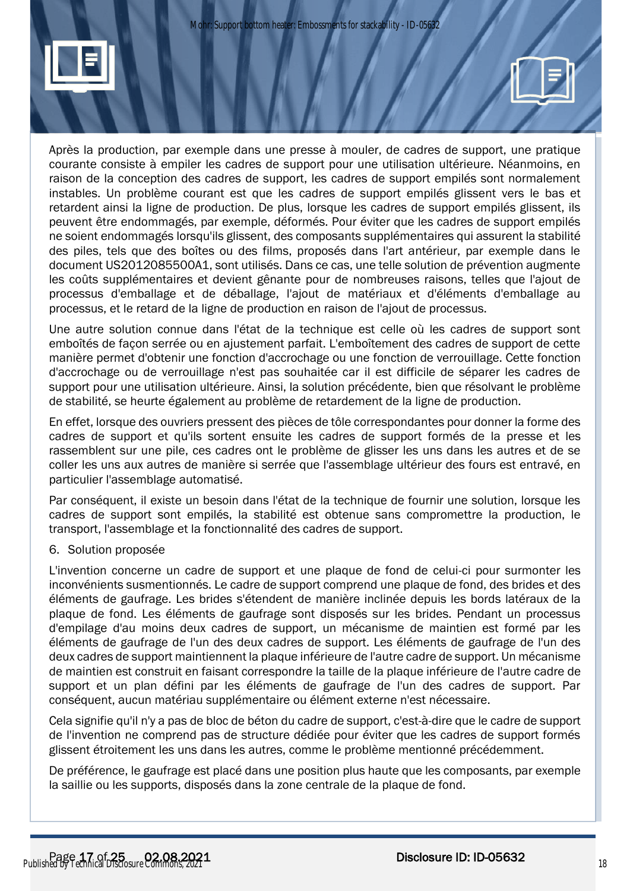Après la production, par exemple dans une presse à mouler, de cadres de support, une pratique courante consiste à empiler les cadres de support pour une utilisation ultérieure. Néanmoins, en raison de la conception des cadres de support, les cadres de support empilés sont normalement instables. Un problème courant est que les cadres de support empilés glissent vers le bas et retardent ainsi la ligne de production. De plus, lorsque les cadres de support empilés glissent, ils peuvent être endommagés, par exemple, déformés. Pour éviter que les cadres de support empilés ne soient endommagés lorsqu'ils glissent, des composants supplémentaires qui assurent la stabilité des piles, tels que des boîtes ou des films, proposés dans l'art antérieur, par exemple dans le document US2012085500A1, sont utilisés. Dans ce cas, une telle solution de prévention augmente les coûts supplémentaires et devient gênante pour de nombreuses raisons, telles que l'ajout de processus d'emballage et de déballage, l'ajout de matériaux et d'éléments d'emballage au processus, et le retard de la ligne de production en raison de l'ajout de processus.

Une autre solution connue dans l'état de la technique est celle où les cadres de support sont emboîtés de façon serrée ou en ajustement parfait. L'emboîtement des cadres de support de cette manière permet d'obtenir une fonction d'accrochage ou une fonction de verrouillage. Cette fonction d'accrochage ou de verrouillage n'est pas souhaitée car il est difficile de séparer les cadres de support pour une utilisation ultérieure. Ainsi, la solution précédente, bien que résolvant le problème de stabilité, se heurte également au problème de retardement de la ligne de production.

En effet, lorsque des ouvriers pressent des pièces de tôle correspondantes pour donner la forme des cadres de support et qu'ils sortent ensuite les cadres de support formés de la presse et les rassemblent sur une pile, ces cadres ont le problème de glisser les uns dans les autres et de se coller les uns aux autres de manière si serrée que l'assemblage ultérieur des fours est entravé, en particulier l'assemblage automatisé.

Par conséquent, il existe un besoin dans l'état de la technique de fournir une solution, lorsque les cadres de support sont empilés, la stabilité est obtenue sans compromettre la production, le transport, l'assemblage et la fonctionnalité des cadres de support.

6. Solution proposée

L'invention concerne un cadre de support et une plaque de fond de celui-ci pour surmonter les inconvénients susmentionnés. Le cadre de support comprend une plaque de fond, des brides et des éléments de gaufrage. Les brides s'étendent de manière inclinée depuis les bords latéraux de la plaque de fond. Les éléments de gaufrage sont disposés sur les brides. Pendant un processus d'empilage d'au moins deux cadres de support, un mécanisme de maintien est formé par les éléments de gaufrage de l'un des deux cadres de support. Les éléments de gaufrage de l'un des deux cadres de support maintiennent la plaque inférieure de l'autre cadre de support. Un mécanisme de maintien est construit en faisant correspondre la taille de la plaque inférieure de l'autre cadre de support et un plan défini par les éléments de gaufrage de l'un des cadres de support. Par conséquent, aucun matériau supplémentaire ou élément externe n'est nécessaire.

Cela signifie qu'il n'y a pas de bloc de béton du cadre de support, c'est-à-dire que le cadre de support de l'invention ne comprend pas de structure dédiée pour éviter que les cadres de support formés glissent étroitement les uns dans les autres, comme le problème mentionné précédemment.

De préférence, le gaufrage est placé dans une position plus haute que les composants, par exemple la saillie ou les supports, disposés dans la zone centrale de la plaque de fond.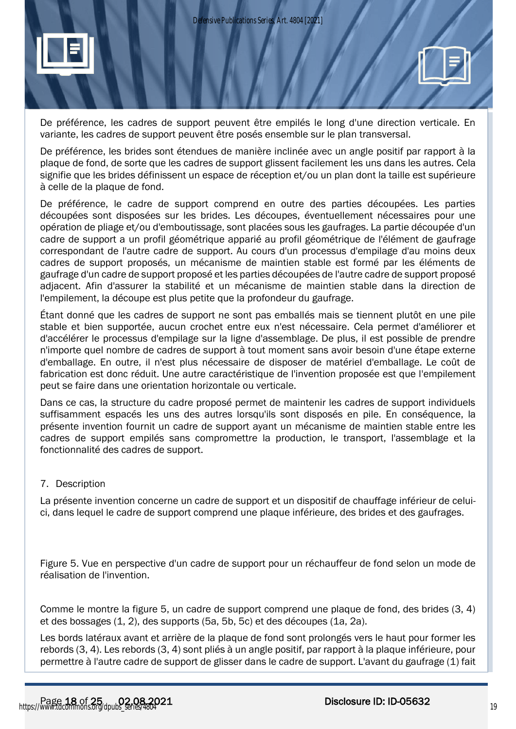De préférence, les cadres de support peuvent être empilés le long d'une direction verticale. En variante, les cadres de support peuvent être posés ensemble sur le plan transversal.

De préférence, les brides sont étendues de manière inclinée avec un angle positif par rapport à la plaque de fond, de sorte que les cadres de support glissent facilement les uns dans les autres. Cela signifie que les brides définissent un espace de réception et/ou un plan dont la taille est supérieure à celle de la plaque de fond.

De préférence, le cadre de support comprend en outre des parties découpées. Les parties découpées sont disposées sur les brides. Les découpes, éventuellement nécessaires pour une opération de pliage et/ou d'emboutissage, sont placées sous les gaufrages. La partie découpée d'un cadre de support a un profil géométrique apparié au profil géométrique de l'élément de gaufrage correspondant de l'autre cadre de support. Au cours d'un processus d'empilage d'au moins deux cadres de support proposés, un mécanisme de maintien stable est formé par les éléments de gaufrage d'un cadre de support proposé et les parties découpées de l'autre cadre de support proposé adjacent. Afin d'assurer la stabilité et un mécanisme de maintien stable dans la direction de l'empilement, la découpe est plus petite que la profondeur du gaufrage.

Étant donné que les cadres de support ne sont pas emballés mais se tiennent plutôt en une pile stable et bien supportée, aucun crochet entre eux n'est nécessaire. Cela permet d'améliorer et d'accélérer le processus d'empilage sur la ligne d'assemblage. De plus, il est possible de prendre n'importe quel nombre de cadres de support à tout moment sans avoir besoin d'une étape externe d'emballage. En outre, il n'est plus nécessaire de disposer de matériel d'emballage. Le coût de fabrication est donc réduit. Une autre caractéristique de l'invention proposée est que l'empilement peut se faire dans une orientation horizontale ou verticale.

Dans ce cas, la structure du cadre proposé permet de maintenir les cadres de support individuels suffisamment espacés les uns des autres lorsqu'ils sont disposés en pile. En conséquence, la présente invention fournit un cadre de support ayant un mécanisme de maintien stable entre les cadres de support empilés sans compromettre la production, le transport, l'assemblage et la fonctionnalité des cadres de support.

## 7. Description

La présente invention concerne un cadre de support et un dispositif de chauffage inférieur de celui-ci, dans lequel le cadre de support comprend une plaque inférieure, des brides et des gaufrages.

Figure 5. Vue en perspective d'un cadre de support pour un réchauffeur de fond selon un mode de réalisation de l'invention.

Comme le montre la figure 5, un cadre de support comprend une plaque de fond, des brides (3, 4) et des bossages (1, 2), des supports (5a, 5b, 5c) et des découpes (1a, 2a).

Les bords latéraux avant et arrière de la plaque de fond sont prolongés vers le haut pour former les rebords (3, 4). Les rebords (3, 4) sont pliés à un angle positif, par rapport à la plaque inférieure, pour permettre à l'autre cadre de support de glisser dans le cadre de support. L'avant du gaufrage (1) fait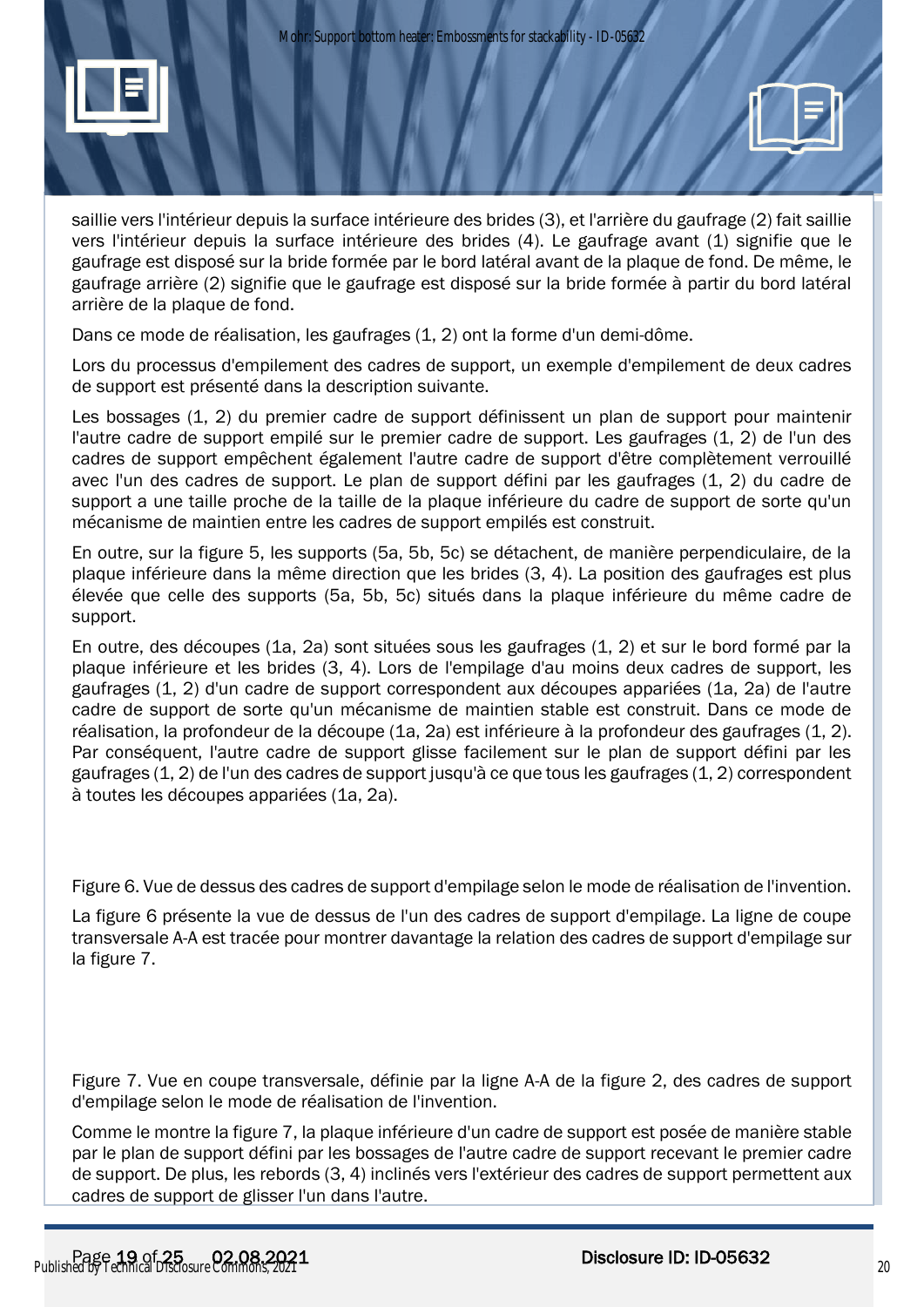saillie vers l'intérieur depuis la surface intérieure des brides (3), et l'arrière du gaufrage (2) fait saillie vers l'intérieur depuis la surface intérieure des brides (4). Le gaufrage avant (1) signifie que le gaufrage est disposé sur la bride formée par le bord latéral avant de la plaque de fond. De même, le gaufrage arrière (2) signifie que le gaufrage est disposé sur la bride formée à partir du bord latéral arrière de la plaque de fond.

Dans ce mode de réalisation, les gaufrages (1, 2) ont la forme d'un demi-dôme.

Lors du processus d'empilement des cadres de support, un exemple d'empilement de deux cadres de support est présenté dans la description suivante.

Les bossages (1, 2) du premier cadre de support définissent un plan de support pour maintenir l'autre cadre de support empilé sur le premier cadre de support. Les gaufrages (1, 2) de l'un des cadres de support empêchent également l'autre cadre de support d'être complètement verrouillé avec l'un des cadres de support. Le plan de support défini par les gaufrages (1, 2) du cadre de support a une taille proche de la taille de la plaque inférieure du cadre de support de sorte qu'un mécanisme de maintien entre les cadres de support empilés est construit.

En outre, sur la figure 5, les supports (5a, 5b, 5c) se détachent, de manière perpendiculaire, de la plaque inférieure dans la même direction que les brides (3, 4). La position des gaufrages est plus élevée que celle des supports (5a, 5b, 5c) situés dans la plaque inférieure du même cadre de support.

En outre, des découpes (1a, 2a) sont situées sous les gaufrages (1, 2) et sur le bord formé par la plaque inférieure et les brides (3, 4). Lors de l'empilage d'au moins deux cadres de support, les gaufrages (1, 2) d'un cadre de support correspondent aux découpes appariées (1a, 2a) de l'autre cadre de support de sorte qu'un mécanisme de maintien stable est construit. Dans ce mode de réalisation, la profondeur de la découpe (1a, 2a) est inférieure à la profondeur des gaufrages (1, 2). Par conséquent, l'autre cadre de support glisse facilement sur le plan de support défini par les gaufrages (1, 2) de l'un des cadres de support jusqu'à ce que tous les gaufrages (1, 2) correspondent à toutes les découpes appariées (1a, 2a).

Figure 6. Vue de dessus des cadres de support d'empilage selon le mode de réalisation de l'invention.

La figure 6 présente la vue de dessus de l'un des cadres de support d'empilage. La ligne de coupe transversale A-A est tracée pour montrer davantage la relation des cadres de support d'empilage sur la figure 7.

Figure 7. Vue en coupe transversale, définie par la ligne A-A de la figure 2, des cadres de support d'empilage selon le mode de réalisation de l'invention.

Comme le montre la figure 7, la plaque inférieure d'un cadre de support est posée de manière stable par le plan de support défini par les bossages de l'autre cadre de support recevant le premier cadre de support. De plus, les rebords (3, 4) inclinés vers l'extérieur des cadres de support permettent aux cadres de support de glisser l'un dans l'autre.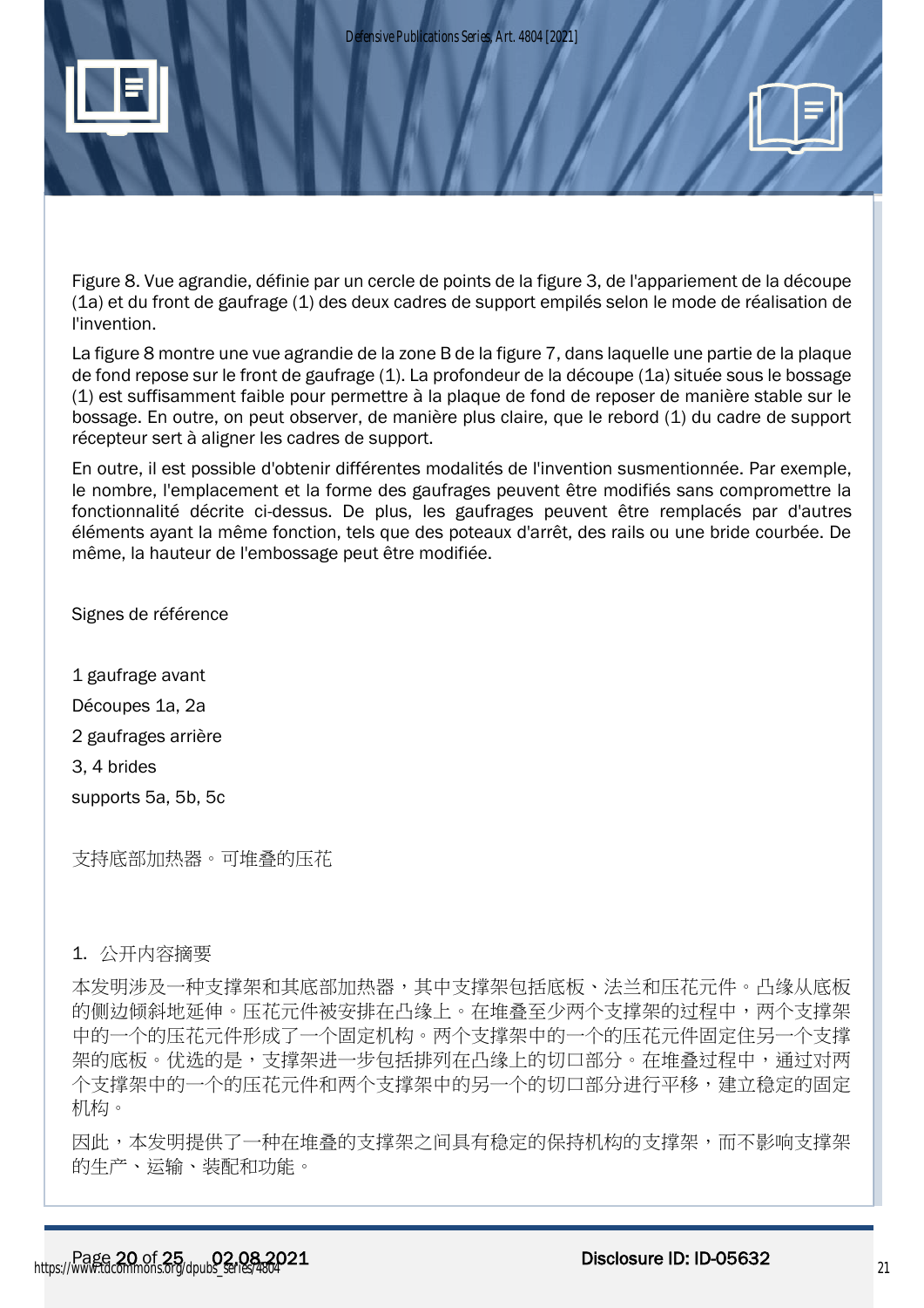Figure 8. Vue agrandie, définie par un cercle de points de la figure 3, de l'appariement de la découpe (1a) et du front de gaufrage (1) des deux cadres de support empilés selon le mode de réalisation de l'invention.

La figure 8 montre une vue agrandie de la zone B de la figure 7, dans laquelle une partie de la plaque de fond repose sur le front de gaufrage (1). La profondeur de la découpe (1a) située sous le bossage (1) est suffisamment faible pour permettre à la plaque de fond de reposer de manière stable sur le bossage. En outre, on peut observer, de manière plus claire, que le rebord (1) du cadre de support récepteur sert à aligner les cadres de support.

En outre, il est possible d'obtenir différentes modalités de l'invention susmentionnée. Par exemple, le nombre, l'emplacement et la forme des gaufrages peuvent être modifiés sans compromettre la fonctionnalité décrite ci-dessus. De plus, les gaufrages peuvent être remplacés par d'autres éléments ayant la même fonction, tels que des poteaux d'arrêt, des rails ou une bride courbée. De même, la hauteur de l'embossage peut être modifiée.

Signes de référence

1 gaufrage avant

Découpes 1a, 2a

2 gaufrages arrière

3, 4 brides

supports 5a, 5b, 5c

支持底部加热器。可堆叠的压花

1. 公开内容摘要

本发明涉及一种支撑架和其底部加热器，其中支撑架包括底板、法兰和压花元件。凸缘从底板的侧边倾斜地延伸。压花元件被安排在凸缘上。在堆叠至少两个支撑架的过程中，两个支撑架中的一个的压花元件形成了一个固定机构。两个支撑架中的一个的压花元件固定住另一个支撑架的底板。优选的是，支撑架进一步包括排列在凸缘上的切口部分。在堆叠过程中，通过对两个支撑架中的一个的压花元件和两个支撑架中的另一个的切口部分进行平移，建立稳定的固定机构。

因此，本发明提供了一种在堆叠的支撑架之间具有稳定的保持机构的支撑架，而不影响支撑架的生产、运输、装配和功能。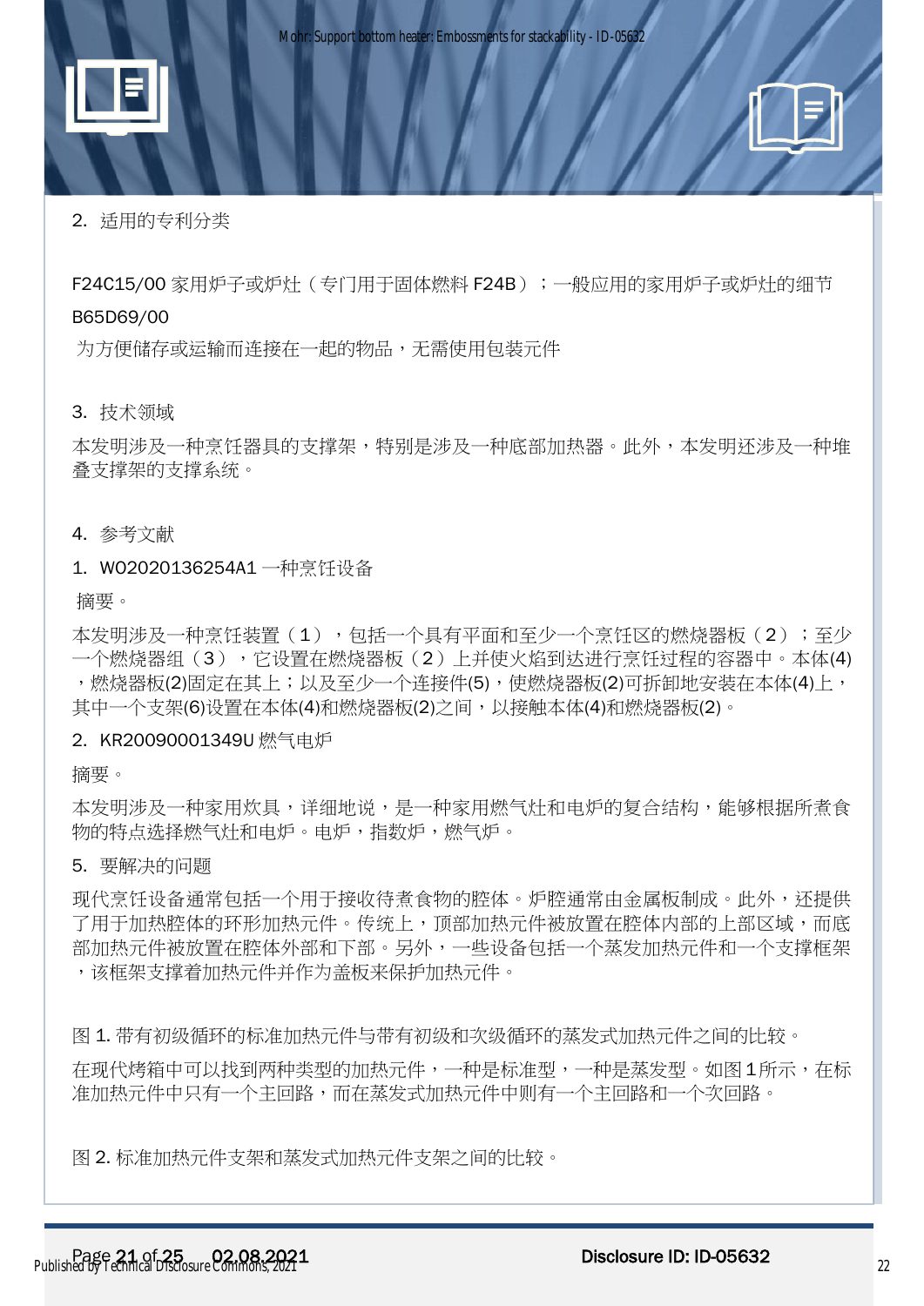2. 适用的专利分类

F24C15/00 家用炉子或炉灶（专门用于固体燃料 F24B）；一般应用的家用炉子或炉灶的细节

B65D69/00

为方便储存或运输而连接在一起的物品，无需使用包装元件

3. 技术领域

本发明涉及一种烹饪器具的支撑架，特别是涉及一种底部加热器。此外，本发明还涉及一种堆叠支撑架的支撑系统。

4. 参考文献

1. WO2020136254A1 一种烹饪设备

摘要。

本发明涉及一种烹饪装置（1），包括一个具有平面和至少一个烹饪区的燃烧器板（2）；至少一个燃烧器组（3），它设置在燃烧器板（2）上并使火焰到达进行烹饪过程的容器中。本体(4)，燃烧器板(2)固定在其上；以及至少一个连接件(5)，使燃烧器板(2)可拆卸地安装在本体(4)上，其中一个支架(6)设置在本体(4)和燃烧器板(2)之间，以接触本体(4)和燃烧器板(2)。

2. KR20090001349U 燃气电炉

摘要。

本发明涉及一种家用炊具，详细地说，是一种家用燃气灶和电炉的复合结构，能够根据所煮食物的特点选择燃气灶和电炉。电炉，指数炉，燃气炉。

5. 要解决的问题

现代烹饪设备通常包括一个用于接收待煮食物的腔体。炉腔通常由金属板制成。此外，还提供了用于加热腔体的环形加热元件。传统上，顶部加热元件被放置在腔体内部的上部区域，而底部加热元件被放置在腔体外部和下部。另外，一些设备包括一个蒸发加热元件和一个支撑框架，该框架支撑着加热元件并作为盖板来保护加热元件。

图 1. 带有初级循环的标准加热元件与带有初级和次级循环的蒸发式加热元件之间的比较。

在现代烤箱中可以找到两种类型的加热元件，一种是标准型，一种是蒸发型。如图 1 所示，在标准加热元件中只有一个主回路，而在蒸发式加热元件中则有一个主回路和一个次回路。

图 2. 标准加热元件支架和蒸发式加热元件支架之间的比较。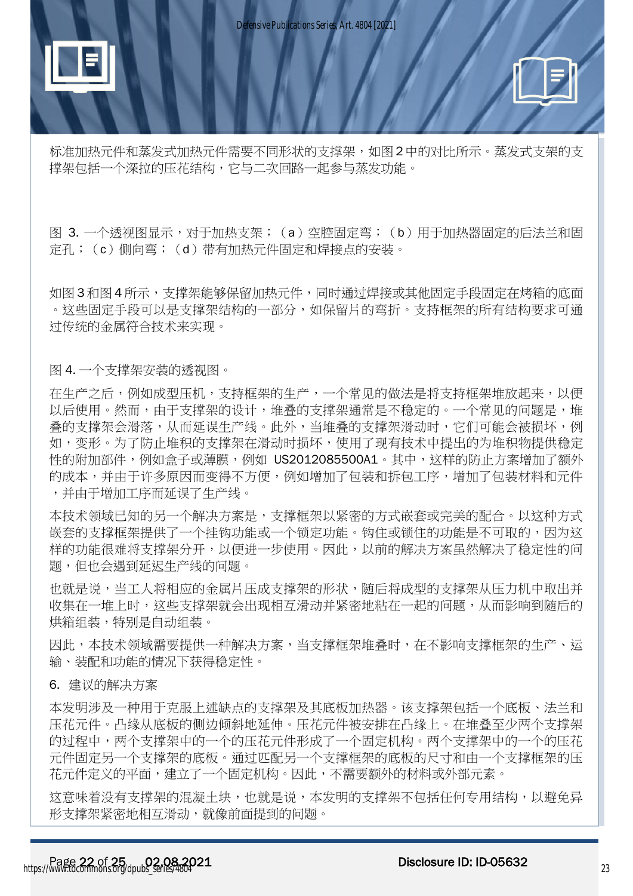标准加热元件和蒸发式加热元件需要不同形状的支撑架，如图2中的对比所示。蒸发式支架的支撑架包括一个深拉的压花结构，它与二次回路一起参与蒸发功能。

图 3. 一个透视图显示，对于加热支架；（a）空腔固定弯；（b）用于加热器固定的后法兰和固定孔；（c）侧向弯；（d）带有加热元件固定和焊接点的安装。

如图3和图4所示，支撑架能够保留加热元件，同时通过焊接或其他固定手段固定在烤箱的底面。这些固定手段可以是支撑架结构的一部分，如保留片的弯折。支撑框架的所有结构要求可通过传统的金属符合技术来实现。

图 4. 一个支撑架安装的透视图。

在生产之后，例如成型压机，支持框架的生产，一个常见的做法是将支持框架堆放起来，以便以后使用。然而，由于支撑架的设计，堆叠的支撑架通常是不稳定的。一个常见的问题是，堆叠的支撑架会滑落，从而延误生产线。此外，当堆叠的支撑架滑动时，它们可能会被损坏，例如，变形。为了防止堆积的支撑架在滑动时损坏，使用了现有技术中提出的为堆积物提供稳定性的附加部件，例如盒子或薄膜，例如 US2012085500A1。其中，这样的防止方案增加了额外的成本，并由于许多原因而变得不方便，例如增加了包装和拆包工序，增加了包装材料和元件，并由于增加工序而延误了生产线。

本技术领域已知的另一个解决方案是，支撑框架以紧密的方式嵌套或完美的配合。以这种方式嵌套的支撑框架提供了一个挂钩功能或一个锁定功能。钩住或锁住的功能是不可取的，因为这样的功能很难将支撑架分开，以便进一步使用。因此，以前的解决方案虽然解决了稳定性的问题，但也会遇到延迟生产线的问题。

也就是说，当工人将相应的金属片压成支撑架的形状，随后将成型的支撑架从压力机中取出并收集在一堆上时，这些支撑架就会出现相互滑动并紧密地粘在一起的问题，从而影响到随后的烘箱组装，特别是自动组装。

因此，本技术领域需要提供一种解决方案，当支撑框架堆叠时，在不影响支撑框架的生产、运输、装配和功能的情况下获得稳定性。

6. 建议的解决方案

本发明涉及一种用于克服上述缺点的支撑架及其底板加热器。该支撑架包括一个底板、法兰和压花元件。凸缘从底板的侧边倾斜地延伸。压花元件被安排在凸缘上。在堆叠至少两个支撑架的过程中，两个支撑架中的一个的压花元件形成了一个固定机构。两个支撑架中的一个的压花元件固定另一个支撑架的底板。通过匹配另一个支撑框架的底板的尺寸和由一个支撑框架的压花元件定义的平面，建立了一个固定机构。因此，不需要额外的材料或外部元素。

这意味着没有支撑架的混凝土块，也就是说，本发明的支撑架不包括任何专用结构，以避免异形支撑架紧密地相互滑动，就像前面提到的问题。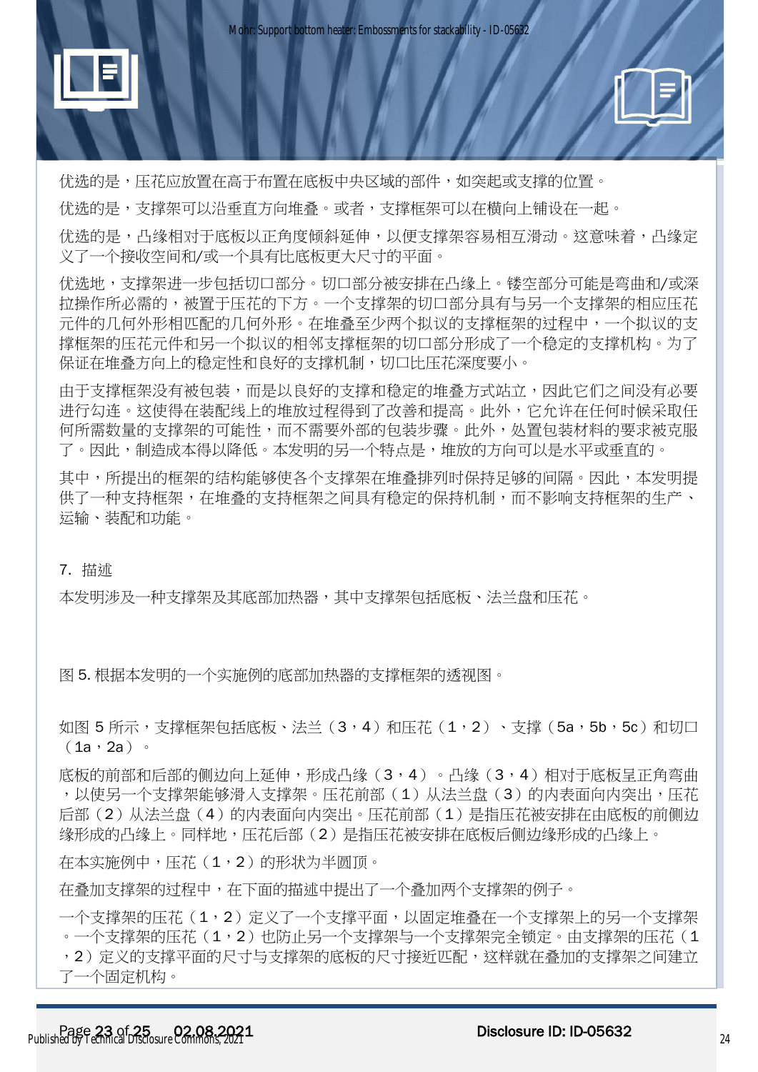优选的是，压花应放置在高于布置在底板中央区域的部件，如突起或支撑的位置。

优选的是，支撑架可以沿垂直方向堆叠。或者，支撑框架可以在横向上铺设在一起。

优选的是，凸缘相对于底板以正角度倾斜延伸，以便支撑架容易相互滑动。这意味着，凸缘定义了一个接收空间和/或一个具有比底板更大尺寸的平面。

优选地，支撑架进一步包括切口部分。切口部分被安排在凸缘上。镂空部分可能是弯曲和/或深拉操作所必需的，被置于压花的下方。一个支撑架的切口部分具有与另一个支撑架的相应压花元件的几何外形相匹配的几何外形。在堆叠至少两个拟议的支撑框架的过程中，一个拟议的支撑框架的压花元件和另一个拟议的相邻支撑框架的切口部分形成了一个稳定的支撑机构。为了保证在堆叠方向上的稳定性和良好的支撑机制，切口比压花深度要小。

由于支撑框架没有被包装，而是以良好的支撑和稳定的堆叠方式站立，因此它们之间没有必要进行勾连。这使得在装配线上的堆放过程得到了改善和提高。此外，它允许在任何时候采取任何所需数量的支撑架的可能性，而不需要外部的包装步骤。此外，处置包装材料的要求被克服了。因此，制造成本得以降低。本发明的另一个特点是，堆放的方向可以是水平或垂直的。

其中，所提出的框架的结构能够使各个支撑架在堆叠排列时保持足够的间隔。因此，本发明提供了一种支持框架，在堆叠的支持框架之间具有稳定的保持机制，而不影响支持框架的生产、运输、装配和功能。

7. 描述

本发明涉及一种支撑架及其底部加热器，其中支撑架包括底板、法兰盘和压花。

图 5. 根据本发明的一个实施例的底部加热器的支撑框架的透视图。

如图 5 所示，支撑框架包括底板、法兰（3，4）和压花（1，2）、支撑（5a，5b，5c）和切口（1a，2a）。

底板的前部和后部的侧边向上延伸，形成凸缘（3，4）。凸缘（3，4）相对于底板呈正角弯曲，以使另一个支撑架能够滑入支撑架。压花前部（1）从法兰盘（3）的内表面向内突出，压花后部（2）从法兰盘（4）的内表面向内突出。压花前部（1）是指压花被安排在由底板的前侧边缘形成的凸缘上。同样地，压花后部（2）是指压花被安排在底板后侧边缘形成的凸缘上。

在本实施例中，压花（1，2）的形状为半圆顶。

在叠加支撑架的过程中，在下面的描述中提出了一个叠加两个支撑架的例子。

一个支撑架的压花（1，2）定义了一个支撑平面，以固定堆叠在一个支撑架上的另一个支撑架。一个支撑架的压花（1，2）也防止另一个支撑架与一个支撑架完全锁定。由支撑架的压花（1，2）定义的支撑平面的尺寸与支撑架的底板的尺寸接近匹配，这样就在叠加的支撑架之间建立了一个固定机构。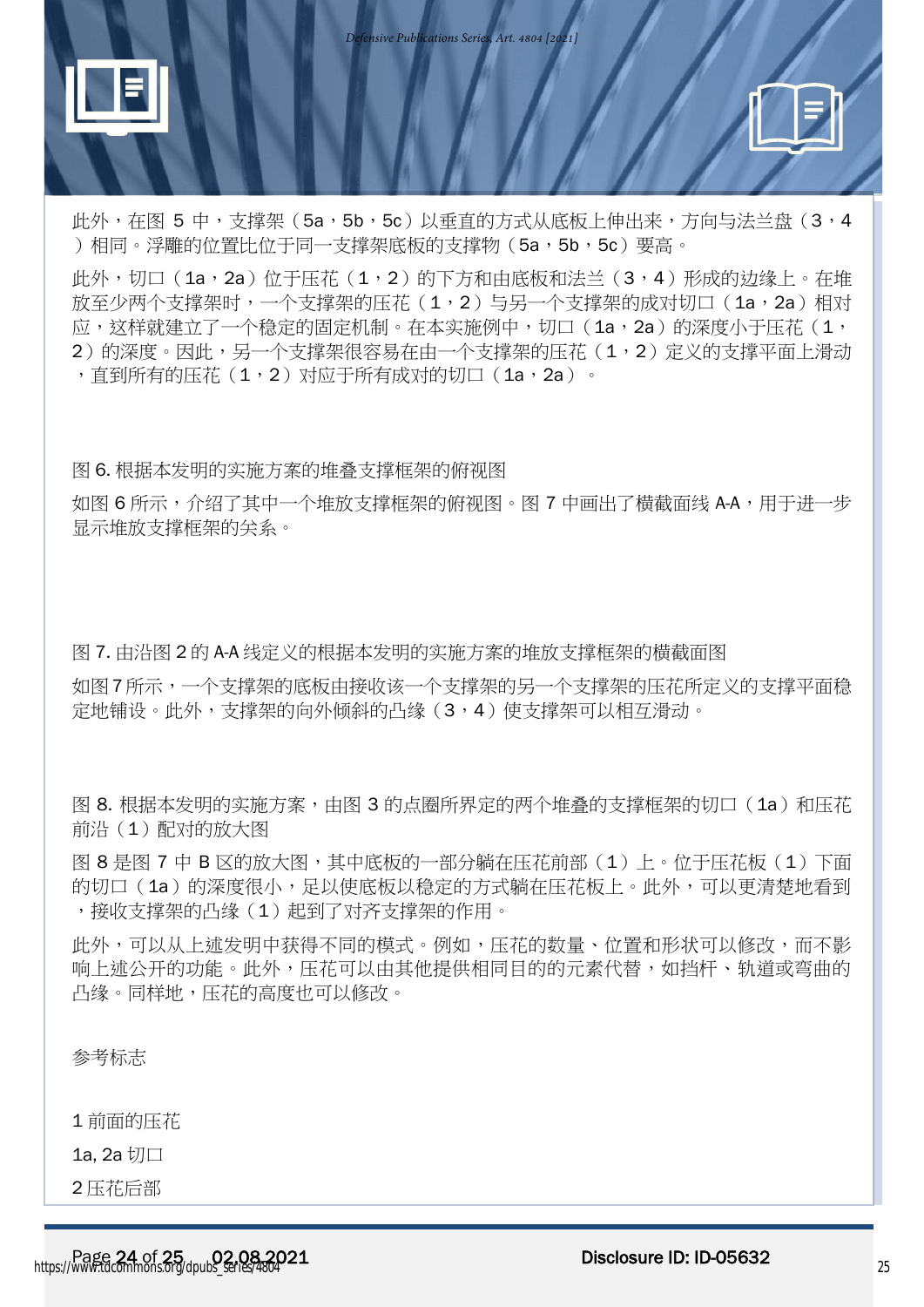此外，在图 5 中，支撑架（5a，5b，5c）以垂直的方式从底板上伸出来，方向与法兰盘（3，4）相同。浮雕的位置比位于同一支撑架底板的支撑物（5a，5b，5c）要高。

此外，切口（1a，2a）位于压花（1，2）的下方和由底板和法兰（3，4）形成的边缘上。在堆放至少两个支撑架时，一个支撑架的压花（1，2）与另一个支撑架的成对切口（1a，2a）相对应，这样就建立了一个稳定的固定机制。在本实施例中，切口（1a，2a）的深度小于压花（1，2）的深度。因此，另一个支撑架很容易在由一个支撑架的压花（1，2）定义的支撑平面上滑动，直到所有的压花（1，2）对应于所有成对的切口（1a，2a）。

图 6. 根据本发明的实施方案的堆叠支撑框架的俯视图

如图 6 所示，介绍了其中一个堆放支撑框架的俯视图。图 7 中画出了横截面线 A-A，用于进一步显示堆放支撑框架的关系。

图 7. 由沿图 2 的 A-A 线定义的根据本发明的实施方案的堆放支撑框架的横截面图

如图 7 所示，一个支撑架的底板由接收该一个支撑架的另一个支撑架的压花所定义的支撑平面稳定地铺设。此外，支撑架的向外倾斜的凸缘（3，4）使支撑架可以相互滑动。

图 8. 根据本发明的实施方案，由图 3 的点圈所界定的两个堆叠的支撑框架的切口（1a）和压花前沿（1）配对的放大图

图 8 是图 7 中 B 区的放大图，其中底板的一部分躺在压花前部（1）上。位于压花板（1）下面的切口（1a）的深度很小，足以使底板以稳定的方式躺在压花板上。此外，可以更清楚地看到，接收支撑架的凸缘（1）起到了对齐支撑架的作用。

此外，可以从上述发明中获得不同的模式。例如，压花的数量、位置和形状可以修改，而不影响上述公开的功能。此外，压花可以由其他提供相同目的的元素代替，如挡杆、轨道或弯曲的凸缘。同样地，压花的高度也可以修改。

参考标志

1 前面的压花

1a, 2a 切口

2 压花后部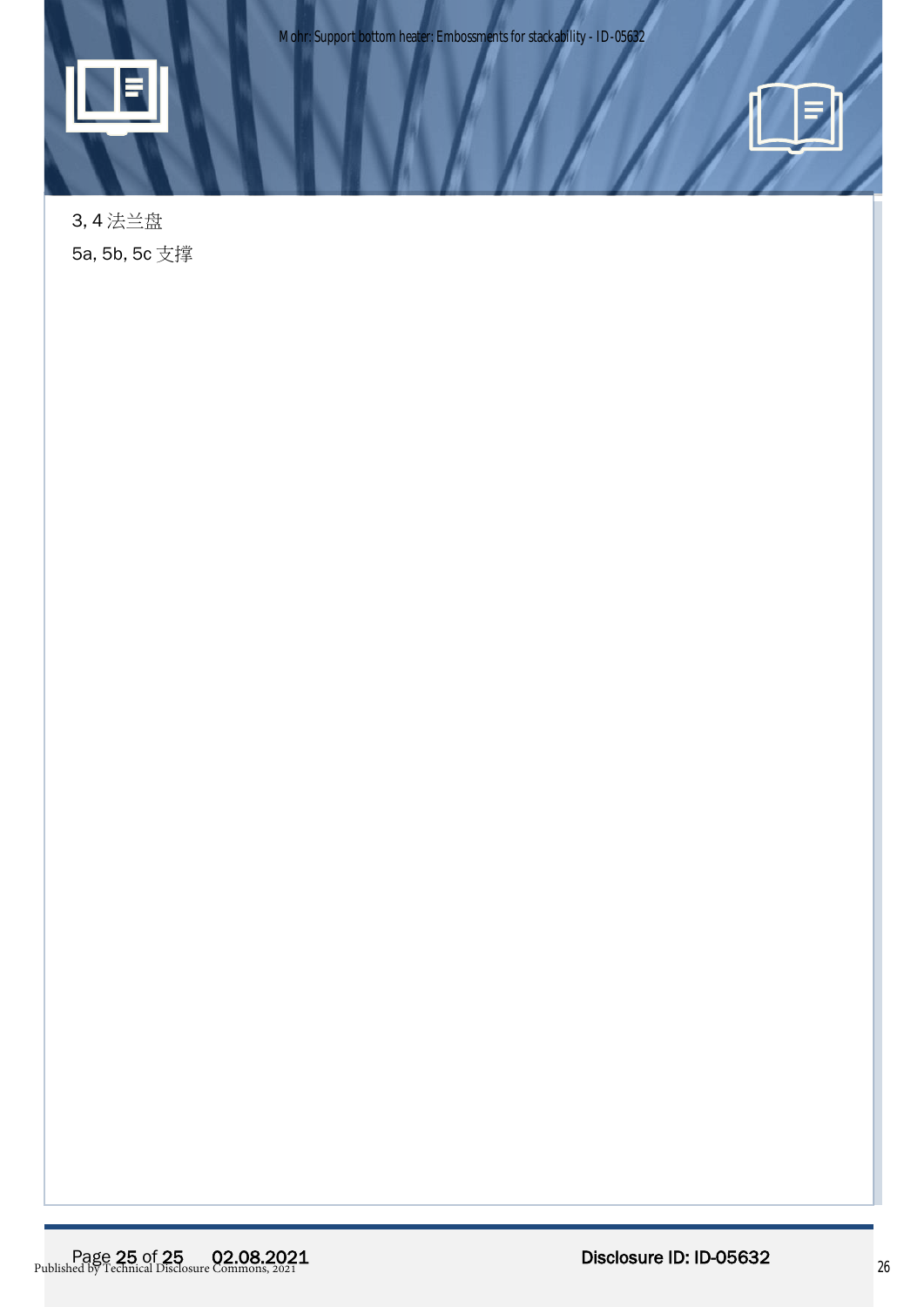3, 4 法兰盘

5a, 5b, 5c 支撑